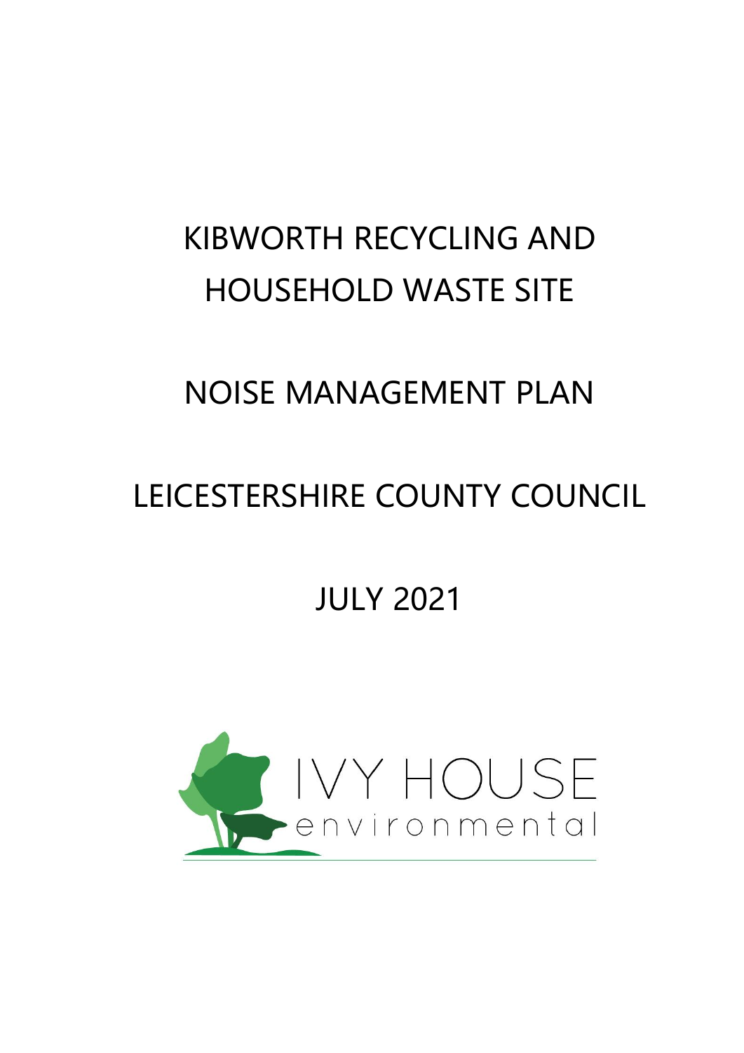# KIBWORTH RECYCLING AND HOUSEHOLD WASTE SITE

# NOISE MANAGEMENT PLAN

# LEICESTERSHIRE COUNTY COUNCIL

# JULY 2021

IVY HOUSE
environmental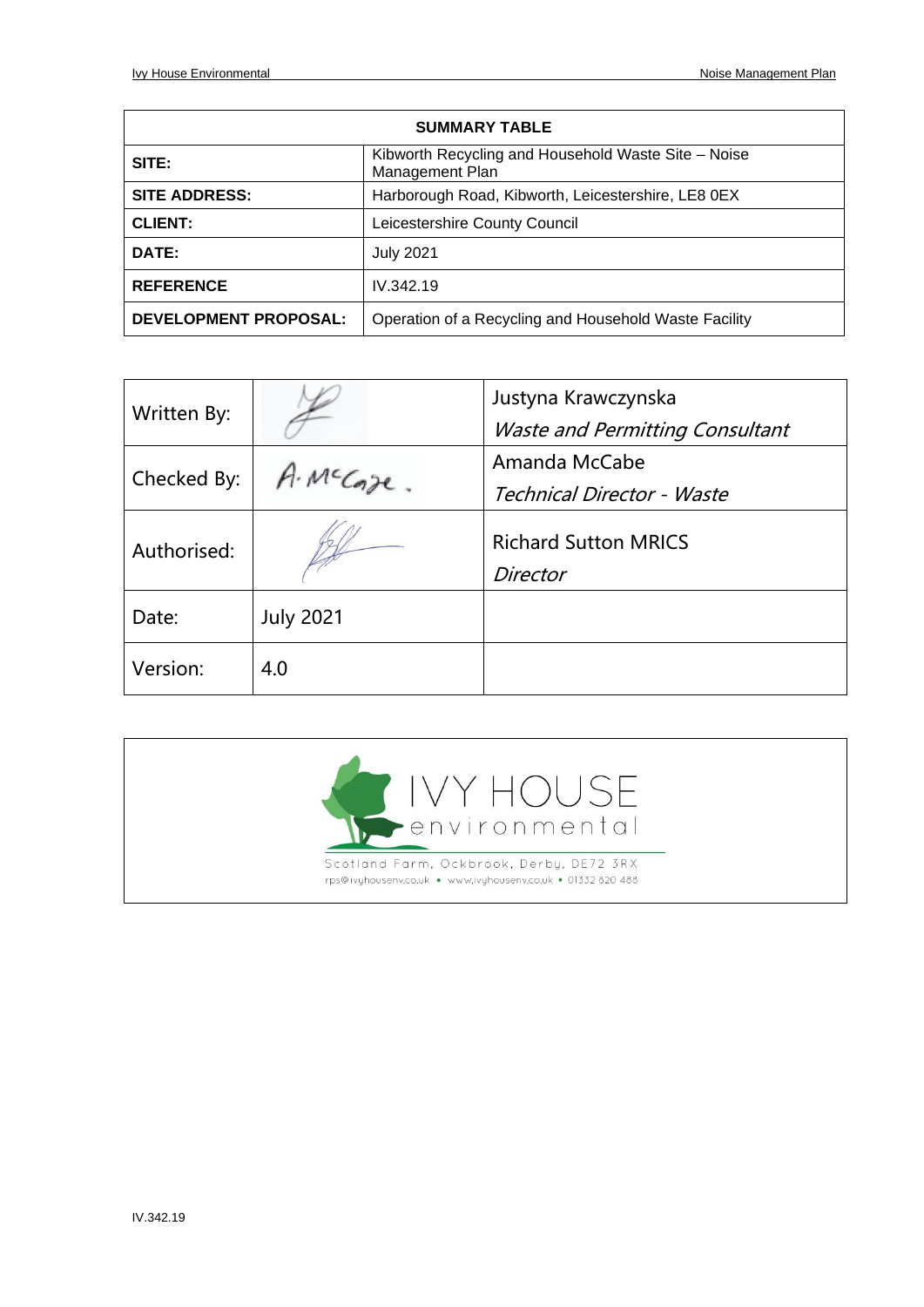| SUMMARY TABLE | |
|---|---|
| **SITE:** | Kibworth Recycling and Household Waste Site – Noise Management Plan |
| **SITE ADDRESS:** | Harborough Road, Kibworth, Leicestershire, LE8 0EX |
| **CLIENT:** | Leicestershire County Council |
| **DATE:** | July 2021 |
| **REFERENCE** | IV.342.19 |
| **DEVELOPMENT PROPOSAL:** | Operation of a Recycling and Household Waste Facility |

| | | |
|---|---|---|
| Written By: | | Justyna Krawczynska<br>*Waste and Permitting Consultant* |
| Checked By: | A. McCabe. | Amanda McCabe<br>*Technical Director - Waste* |
| Authorised: | | Richard Sutton MRICS<br>*Director* |
| Date: | July 2021 | |
| Version: | 4.0 | |

IVY HOUSE environmental

Scotland Farm, Ockbrook, Derby, DE72 3RX
rps@ivyhousenv.co.uk • www.ivyhousenv.co.uk • 01332 820 488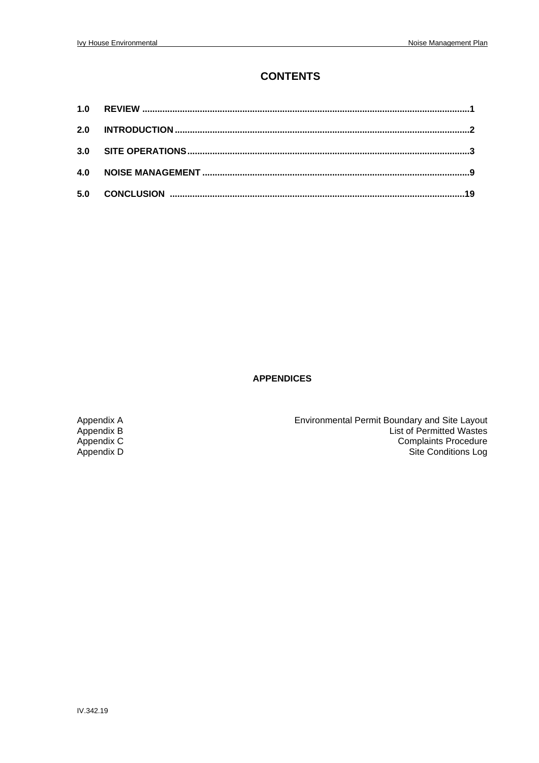# CONTENTS

| | | |
|---|---|---|
| **1.0** | **REVIEW** | **1** |
| **2.0** | **INTRODUCTION** | **2** |
| **3.0** | **SITE OPERATIONS** | **3** |
| **4.0** | **NOISE MANAGEMENT** | **9** |
| **5.0** | **CONCLUSION** | **19** |

**APPENDICES**

| | |
|---|---|
| Appendix A | Environmental Permit Boundary and Site Layout |
| Appendix B | List of Permitted Wastes |
| Appendix C | Complaints Procedure |
| Appendix D | Site Conditions Log |

IV.342.19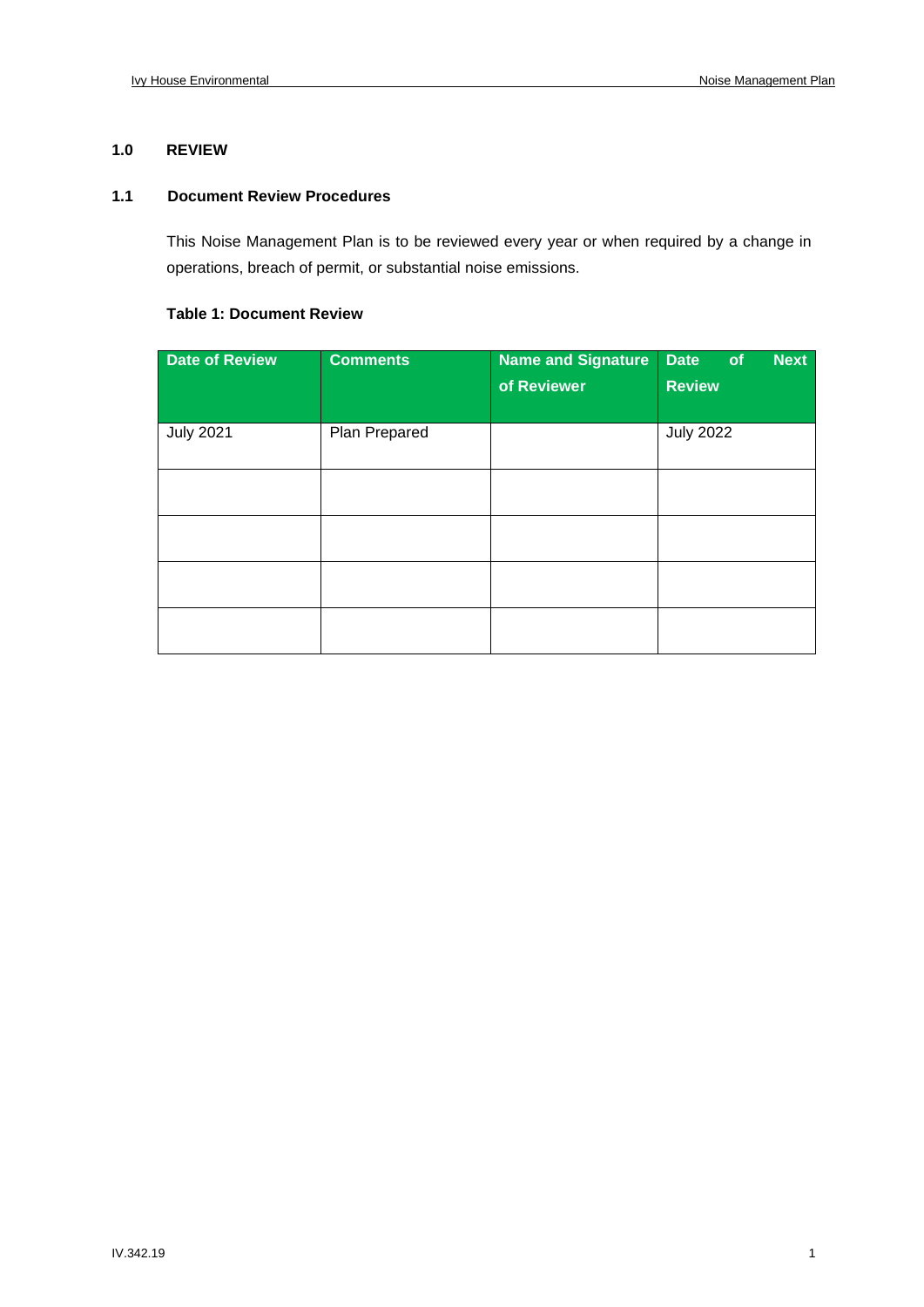## 1.0 REVIEW

### 1.1 Document Review Procedures

This Noise Management Plan is to be reviewed every year or when required by a change in operations, breach of permit, or substantial noise emissions.

**Table 1: Document Review**

| Date of Review | Comments | Name and Signature of Reviewer | Date of Next Review |
|---|---|---|---|
| July 2021 | Plan Prepared | | July 2022 |
| | | | |
| | | | |
| | | | |
| | | | |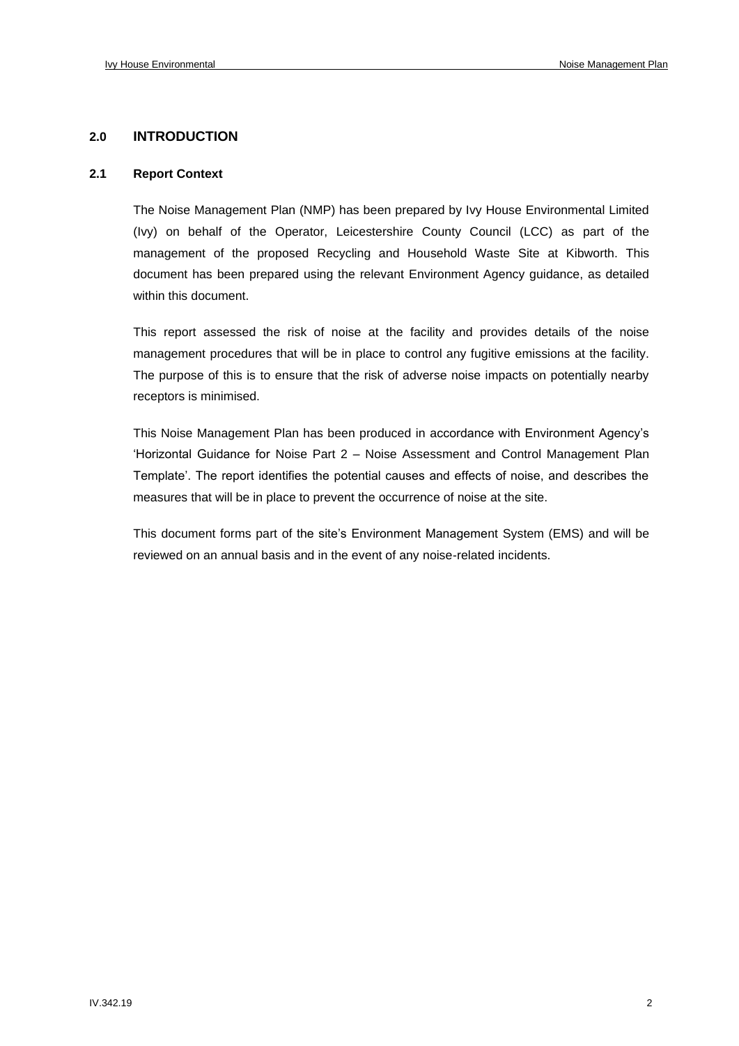## 2.0 INTRODUCTION

### 2.1 Report Context

The Noise Management Plan (NMP) has been prepared by Ivy House Environmental Limited (Ivy) on behalf of the Operator, Leicestershire County Council (LCC) as part of the management of the proposed Recycling and Household Waste Site at Kibworth. This document has been prepared using the relevant Environment Agency guidance, as detailed within this document.

This report assessed the risk of noise at the facility and provides details of the noise management procedures that will be in place to control any fugitive emissions at the facility. The purpose of this is to ensure that the risk of adverse noise impacts on potentially nearby receptors is minimised.

This Noise Management Plan has been produced in accordance with Environment Agency's 'Horizontal Guidance for Noise Part 2 – Noise Assessment and Control Management Plan Template'. The report identifies the potential causes and effects of noise, and describes the measures that will be in place to prevent the occurrence of noise at the site.

This document forms part of the site's Environment Management System (EMS) and will be reviewed on an annual basis and in the event of any noise-related incidents.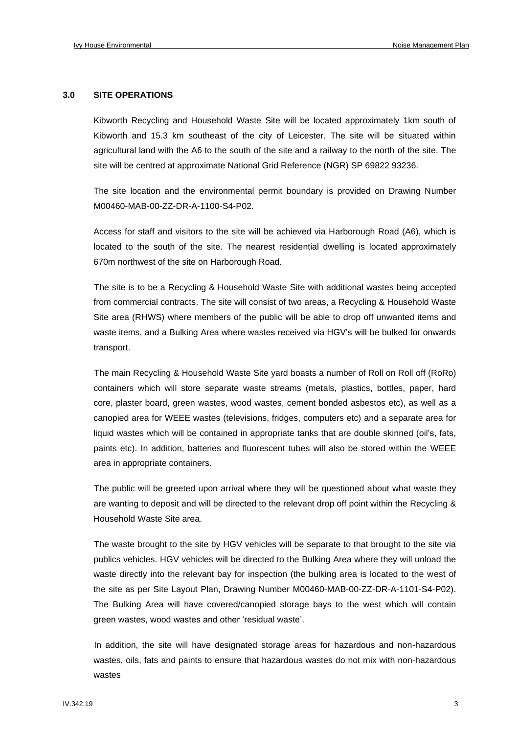## 3.0 SITE OPERATIONS

Kibworth Recycling and Household Waste Site will be located approximately 1km south of Kibworth and 15.3 km southeast of the city of Leicester. The site will be situated within agricultural land with the A6 to the south of the site and a railway to the north of the site. The site will be centred at approximate National Grid Reference (NGR) SP 69822 93236.

The site location and the environmental permit boundary is provided on Drawing Number M00460-MAB-00-ZZ-DR-A-1100-S4-P02.

Access for staff and visitors to the site will be achieved via Harborough Road (A6), which is located to the south of the site. The nearest residential dwelling is located approximately 670m northwest of the site on Harborough Road.

The site is to be a Recycling & Household Waste Site with additional wastes being accepted from commercial contracts. The site will consist of two areas, a Recycling & Household Waste Site area (RHWS) where members of the public will be able to drop off unwanted items and waste items, and a Bulking Area where wastes received via HGV's will be bulked for onwards transport.

The main Recycling & Household Waste Site yard boasts a number of Roll on Roll off (RoRo) containers which will store separate waste streams (metals, plastics, bottles, paper, hard core, plaster board, green wastes, wood wastes, cement bonded asbestos etc), as well as a canopied area for WEEE wastes (televisions, fridges, computers etc) and a separate area for liquid wastes which will be contained in appropriate tanks that are double skinned (oil's, fats, paints etc). In addition, batteries and fluorescent tubes will also be stored within the WEEE area in appropriate containers.

The public will be greeted upon arrival where they will be questioned about what waste they are wanting to deposit and will be directed to the relevant drop off point within the Recycling & Household Waste Site area.

The waste brought to the site by HGV vehicles will be separate to that brought to the site via publics vehicles. HGV vehicles will be directed to the Bulking Area where they will unload the waste directly into the relevant bay for inspection (the bulking area is located to the west of the site as per Site Layout Plan, Drawing Number M00460-MAB-00-ZZ-DR-A-1101-S4-P02). The Bulking Area will have covered/canopied storage bays to the west which will contain green wastes, wood wastes and other 'residual waste'.

In addition, the site will have designated storage areas for hazardous and non-hazardous wastes, oils, fats and paints to ensure that hazardous wastes do not mix with non-hazardous wastes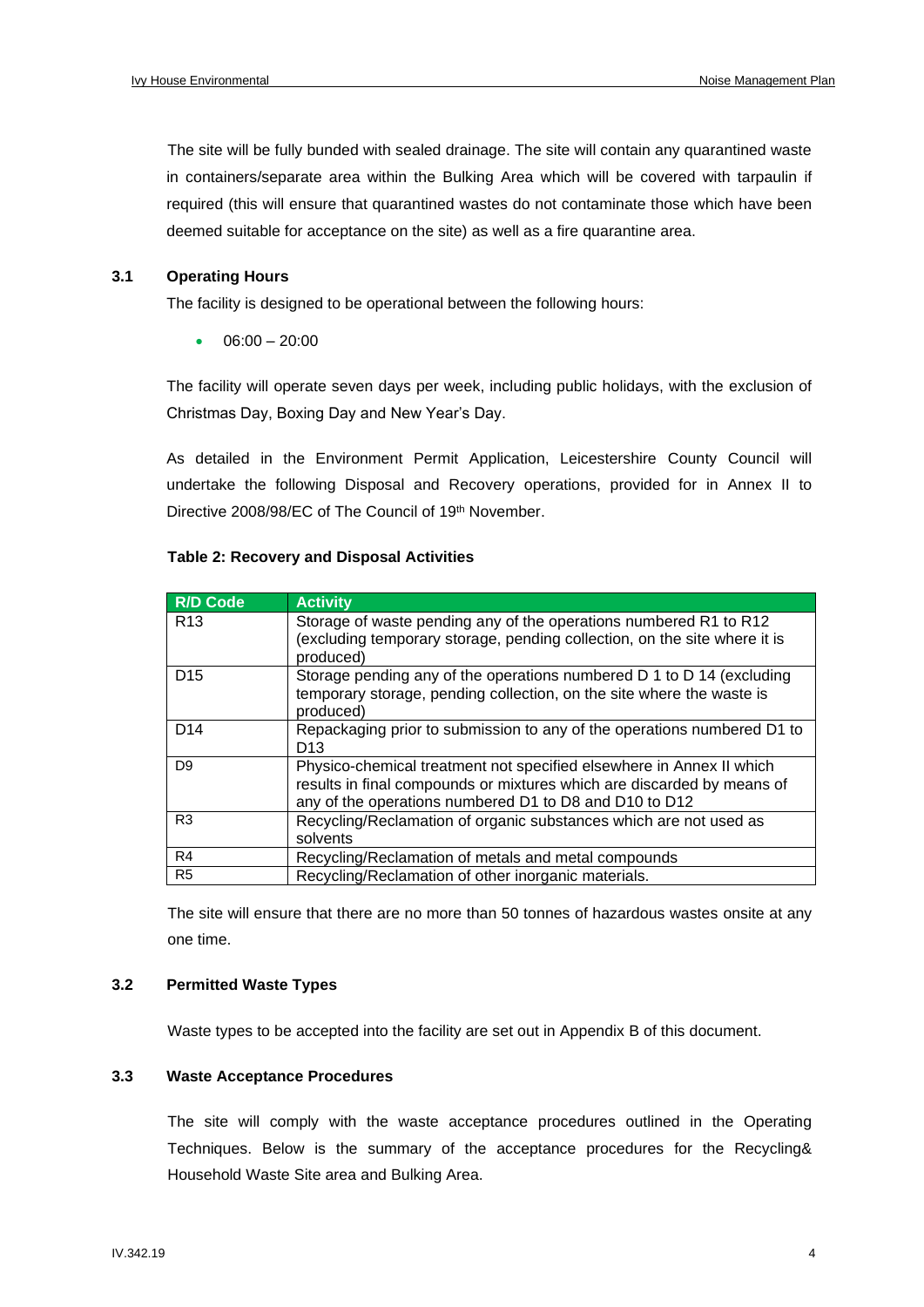The site will be fully bunded with sealed drainage. The site will contain any quarantined waste in containers/separate area within the Bulking Area which will be covered with tarpaulin if required (this will ensure that quarantined wastes do not contaminate those which have been deemed suitable for acceptance on the site) as well as a fire quarantine area.

### 3.1 Operating Hours

The facility is designed to be operational between the following hours:

- 06:00 – 20:00

The facility will operate seven days per week, including public holidays, with the exclusion of Christmas Day, Boxing Day and New Year's Day.

As detailed in the Environment Permit Application, Leicestershire County Council will undertake the following Disposal and Recovery operations, provided for in Annex II to Directive 2008/98/EC of The Council of 19th November.

**Table 2: Recovery and Disposal Activities**

| R/D Code | Activity |
|---|---|
| R13 | Storage of waste pending any of the operations numbered R1 to R12 (excluding temporary storage, pending collection, on the site where it is produced) |
| D15 | Storage pending any of the operations numbered D 1 to D 14 (excluding temporary storage, pending collection, on the site where the waste is produced) |
| D14 | Repackaging prior to submission to any of the operations numbered D1 to D13 |
| D9 | Physico-chemical treatment not specified elsewhere in Annex II which results in final compounds or mixtures which are discarded by means of any of the operations numbered D1 to D8 and D10 to D12 |
| R3 | Recycling/Reclamation of organic substances which are not used as solvents |
| R4 | Recycling/Reclamation of metals and metal compounds |
| R5 | Recycling/Reclamation of other inorganic materials. |

The site will ensure that there are no more than 50 tonnes of hazardous wastes onsite at any one time.

### 3.2 Permitted Waste Types

Waste types to be accepted into the facility are set out in Appendix B of this document.

### 3.3 Waste Acceptance Procedures

The site will comply with the waste acceptance procedures outlined in the Operating Techniques. Below is the summary of the acceptance procedures for the Recycling& Household Waste Site area and Bulking Area.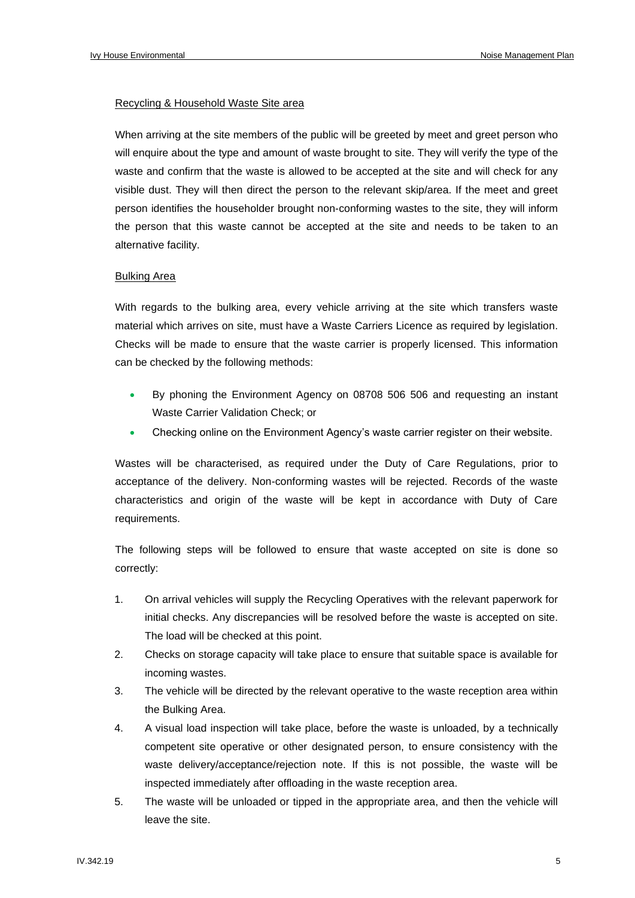Recycling & Household Waste Site area

When arriving at the site members of the public will be greeted by meet and greet person who will enquire about the type and amount of waste brought to site. They will verify the type of the waste and confirm that the waste is allowed to be accepted at the site and will check for any visible dust. They will then direct the person to the relevant skip/area. If the meet and greet person identifies the householder brought non-conforming wastes to the site, they will inform the person that this waste cannot be accepted at the site and needs to be taken to an alternative facility.

Bulking Area

With regards to the bulking area, every vehicle arriving at the site which transfers waste material which arrives on site, must have a Waste Carriers Licence as required by legislation. Checks will be made to ensure that the waste carrier is properly licensed. This information can be checked by the following methods:

- By phoning the Environment Agency on 08708 506 506 and requesting an instant Waste Carrier Validation Check; or
- Checking online on the Environment Agency's waste carrier register on their website.

Wastes will be characterised, as required under the Duty of Care Regulations, prior to acceptance of the delivery. Non-conforming wastes will be rejected. Records of the waste characteristics and origin of the waste will be kept in accordance with Duty of Care requirements.

The following steps will be followed to ensure that waste accepted on site is done so correctly:

1. On arrival vehicles will supply the Recycling Operatives with the relevant paperwork for initial checks. Any discrepancies will be resolved before the waste is accepted on site. The load will be checked at this point.
2. Checks on storage capacity will take place to ensure that suitable space is available for incoming wastes.
3. The vehicle will be directed by the relevant operative to the waste reception area within the Bulking Area.
4. A visual load inspection will take place, before the waste is unloaded, by a technically competent site operative or other designated person, to ensure consistency with the waste delivery/acceptance/rejection note. If this is not possible, the waste will be inspected immediately after offloading in the waste reception area.
5. The waste will be unloaded or tipped in the appropriate area, and then the vehicle will leave the site.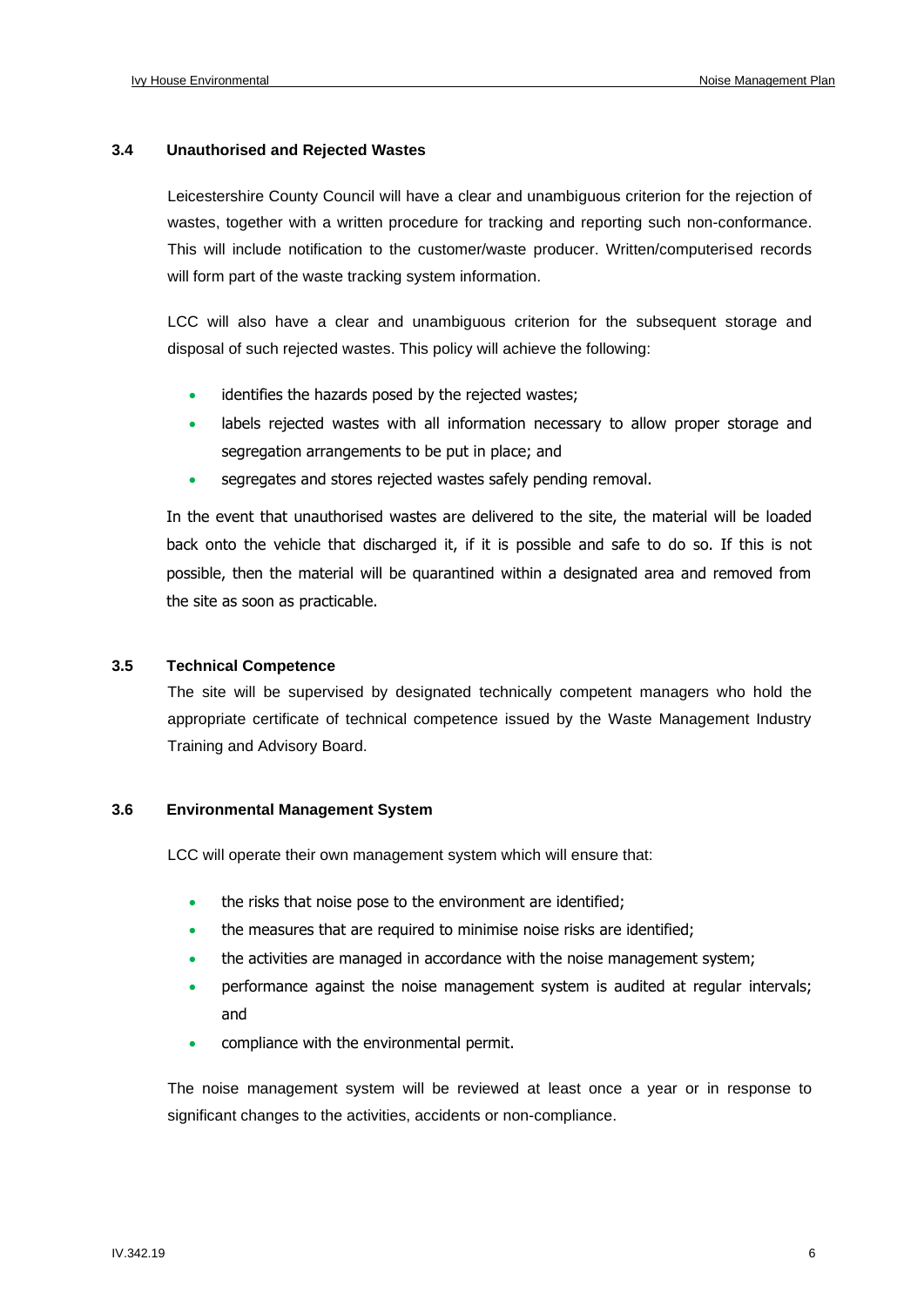### 3.4 Unauthorised and Rejected Wastes

Leicestershire County Council will have a clear and unambiguous criterion for the rejection of wastes, together with a written procedure for tracking and reporting such non-conformance. This will include notification to the customer/waste producer. Written/computerised records will form part of the waste tracking system information.

LCC will also have a clear and unambiguous criterion for the subsequent storage and disposal of such rejected wastes. This policy will achieve the following:

- identifies the hazards posed by the rejected wastes;
- labels rejected wastes with all information necessary to allow proper storage and segregation arrangements to be put in place; and
- segregates and stores rejected wastes safely pending removal.

In the event that unauthorised wastes are delivered to the site, the material will be loaded back onto the vehicle that discharged it, if it is possible and safe to do so. If this is not possible, then the material will be quarantined within a designated area and removed from the site as soon as practicable.

### 3.5 Technical Competence

The site will be supervised by designated technically competent managers who hold the appropriate certificate of technical competence issued by the Waste Management Industry Training and Advisory Board.

### 3.6 Environmental Management System

LCC will operate their own management system which will ensure that:

- the risks that noise pose to the environment are identified;
- the measures that are required to minimise noise risks are identified;
- the activities are managed in accordance with the noise management system;
- performance against the noise management system is audited at regular intervals; and
- compliance with the environmental permit.

The noise management system will be reviewed at least once a year or in response to significant changes to the activities, accidents or non-compliance.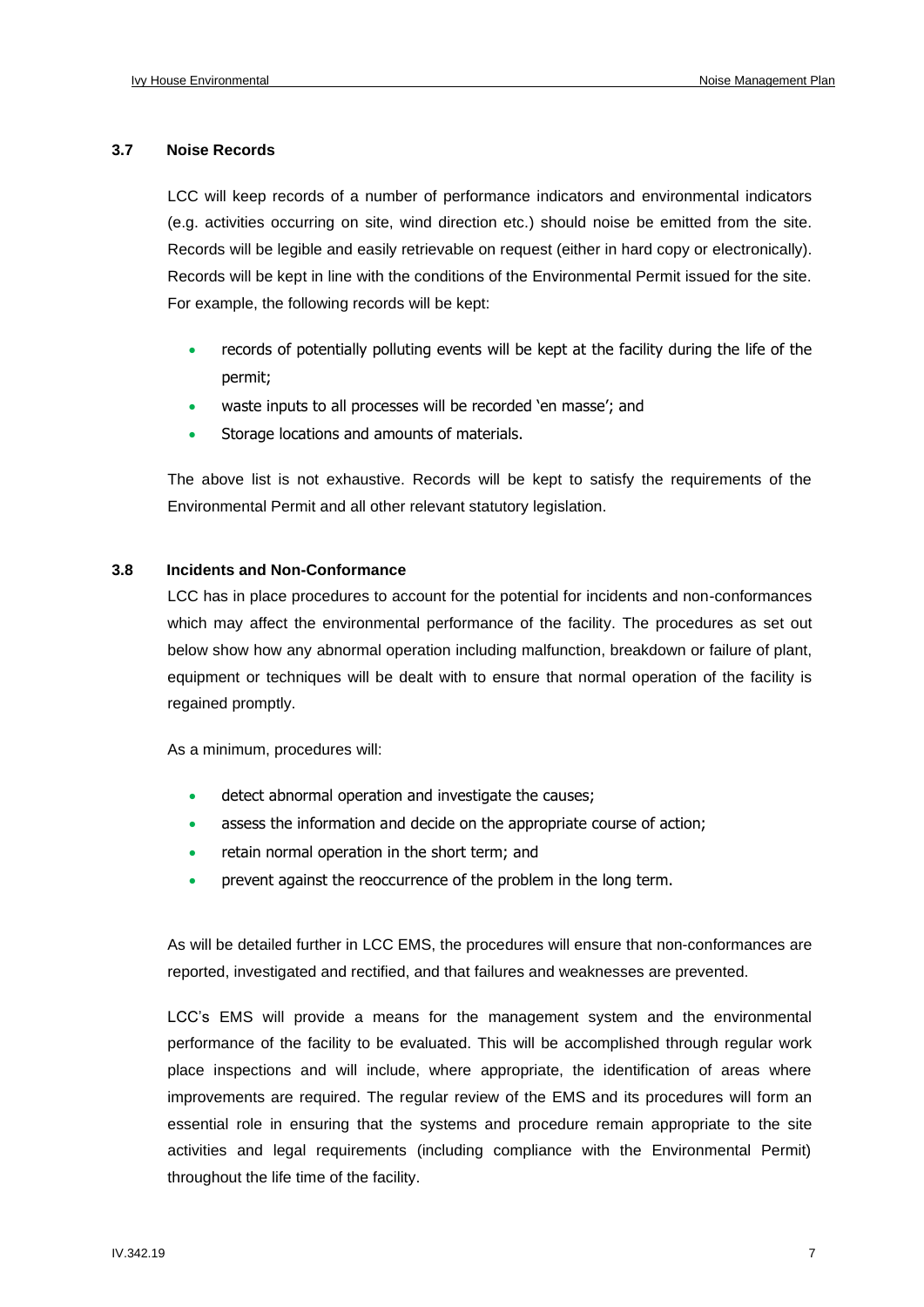### 3.7 Noise Records

LCC will keep records of a number of performance indicators and environmental indicators (e.g. activities occurring on site, wind direction etc.) should noise be emitted from the site. Records will be legible and easily retrievable on request (either in hard copy or electronically). Records will be kept in line with the conditions of the Environmental Permit issued for the site. For example, the following records will be kept:

- records of potentially polluting events will be kept at the facility during the life of the permit;
- waste inputs to all processes will be recorded 'en masse'; and
- Storage locations and amounts of materials.

The above list is not exhaustive. Records will be kept to satisfy the requirements of the Environmental Permit and all other relevant statutory legislation.

### 3.8 Incidents and Non-Conformance

LCC has in place procedures to account for the potential for incidents and non-conformances which may affect the environmental performance of the facility. The procedures as set out below show how any abnormal operation including malfunction, breakdown or failure of plant, equipment or techniques will be dealt with to ensure that normal operation of the facility is regained promptly.

As a minimum, procedures will:

- detect abnormal operation and investigate the causes;
- assess the information and decide on the appropriate course of action;
- retain normal operation in the short term; and
- prevent against the reoccurrence of the problem in the long term.

As will be detailed further in LCC EMS, the procedures will ensure that non-conformances are reported, investigated and rectified, and that failures and weaknesses are prevented.

LCC's EMS will provide a means for the management system and the environmental performance of the facility to be evaluated. This will be accomplished through regular work place inspections and will include, where appropriate, the identification of areas where improvements are required. The regular review of the EMS and its procedures will form an essential role in ensuring that the systems and procedure remain appropriate to the site activities and legal requirements (including compliance with the Environmental Permit) throughout the life time of the facility.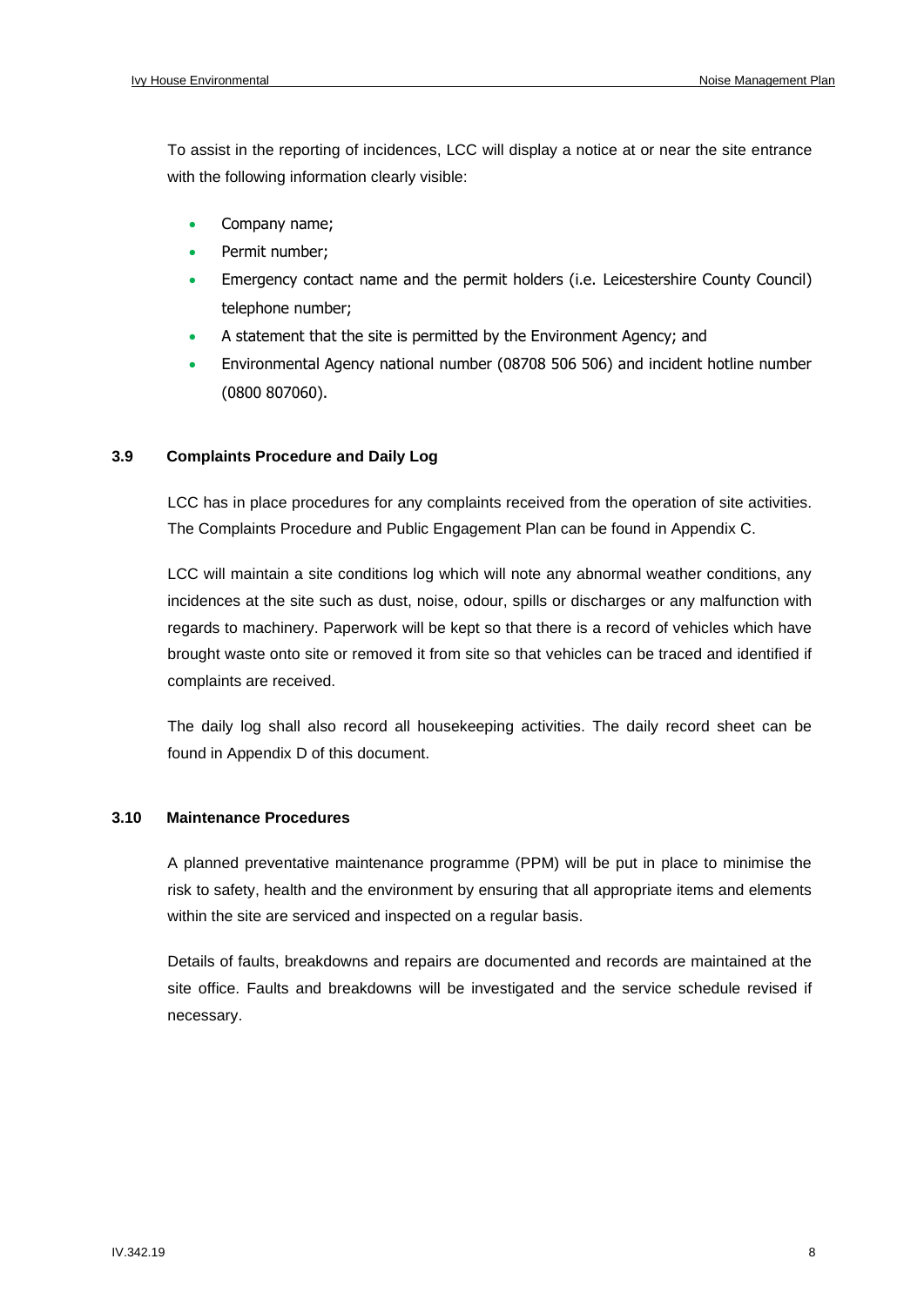To assist in the reporting of incidences, LCC will display a notice at or near the site entrance with the following information clearly visible:

- Company name;
- Permit number;
- Emergency contact name and the permit holders (i.e. Leicestershire County Council) telephone number;
- A statement that the site is permitted by the Environment Agency; and
- Environmental Agency national number (08708 506 506) and incident hotline number (0800 807060).

### 3.9 Complaints Procedure and Daily Log

LCC has in place procedures for any complaints received from the operation of site activities. The Complaints Procedure and Public Engagement Plan can be found in Appendix C.

LCC will maintain a site conditions log which will note any abnormal weather conditions, any incidences at the site such as dust, noise, odour, spills or discharges or any malfunction with regards to machinery. Paperwork will be kept so that there is a record of vehicles which have brought waste onto site or removed it from site so that vehicles can be traced and identified if complaints are received.

The daily log shall also record all housekeeping activities. The daily record sheet can be found in Appendix D of this document.

### 3.10 Maintenance Procedures

A planned preventative maintenance programme (PPM) will be put in place to minimise the risk to safety, health and the environment by ensuring that all appropriate items and elements within the site are serviced and inspected on a regular basis.

Details of faults, breakdowns and repairs are documented and records are maintained at the site office. Faults and breakdowns will be investigated and the service schedule revised if necessary.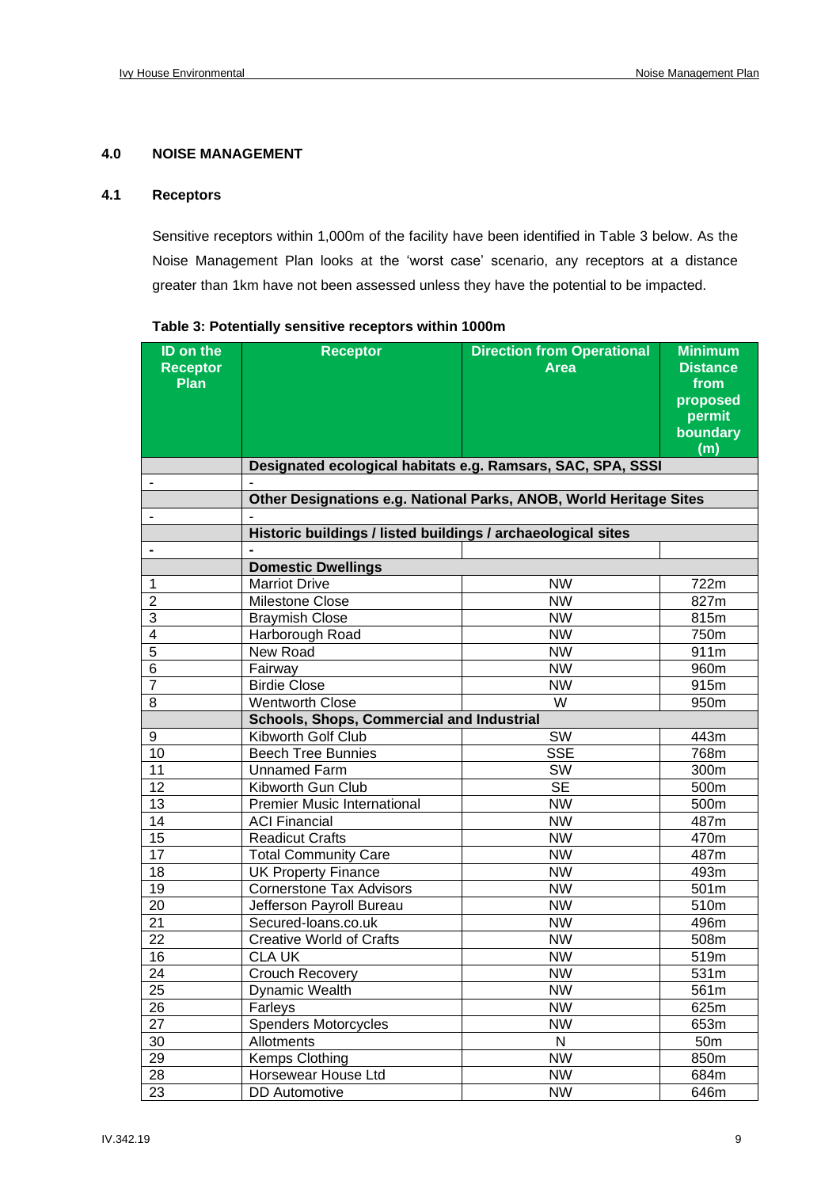## 4.0 NOISE MANAGEMENT

### 4.1 Receptors

Sensitive receptors within 1,000m of the facility have been identified in Table 3 below. As the Noise Management Plan looks at the 'worst case' scenario, any receptors at a distance greater than 1km have not been assessed unless they have the potential to be impacted.

**Table 3: Potentially sensitive receptors within 1000m**

| ID on the Receptor Plan | Receptor | Direction from Operational Area | Minimum Distance from proposed permit boundary (m) |
|---|---|---|---|
| | **Designated ecological habitats e.g. Ramsars, SAC, SPA, SSSI** | | |
| - | - | | |
| | **Other Designations e.g. National Parks, ANOB, World Heritage Sites** | | |
| - | - | | |
| | **Historic buildings / listed buildings / archaeological sites** | | |
| - | - | | |
| | **Domestic Dwellings** | | |
| 1 | Marriot Drive | NW | 722m |
| 2 | Milestone Close | NW | 827m |
| 3 | Braymish Close | NW | 815m |
| 4 | Harborough Road | NW | 750m |
| 5 | New Road | NW | 911m |
| 6 | Fairway | NW | 960m |
| 7 | Birdie Close | NW | 915m |
| 8 | Wentworth Close | W | 950m |
| | **Schools, Shops, Commercial and Industrial** | | |
| 9 | Kibworth Golf Club | SW | 443m |
| 10 | Beech Tree Bunnies | SSE | 768m |
| 11 | Unnamed Farm | SW | 300m |
| 12 | Kibworth Gun Club | SE | 500m |
| 13 | Premier Music International | NW | 500m |
| 14 | ACI Financial | NW | 487m |
| 15 | Readicut Crafts | NW | 470m |
| 17 | Total Community Care | NW | 487m |
| 18 | UK Property Finance | NW | 493m |
| 19 | Cornerstone Tax Advisors | NW | 501m |
| 20 | Jefferson Payroll Bureau | NW | 510m |
| 21 | Secured-loans.co.uk | NW | 496m |
| 22 | Creative World of Crafts | NW | 508m |
| 16 | CLA UK | NW | 519m |
| 24 | Crouch Recovery | NW | 531m |
| 25 | Dynamic Wealth | NW | 561m |
| 26 | Farleys | NW | 625m |
| 27 | Spenders Motorcycles | NW | 653m |
| 30 | Allotments | N | 50m |
| 29 | Kemps Clothing | NW | 850m |
| 28 | Horsewear House Ltd | NW | 684m |
| 23 | DD Automotive | NW | 646m |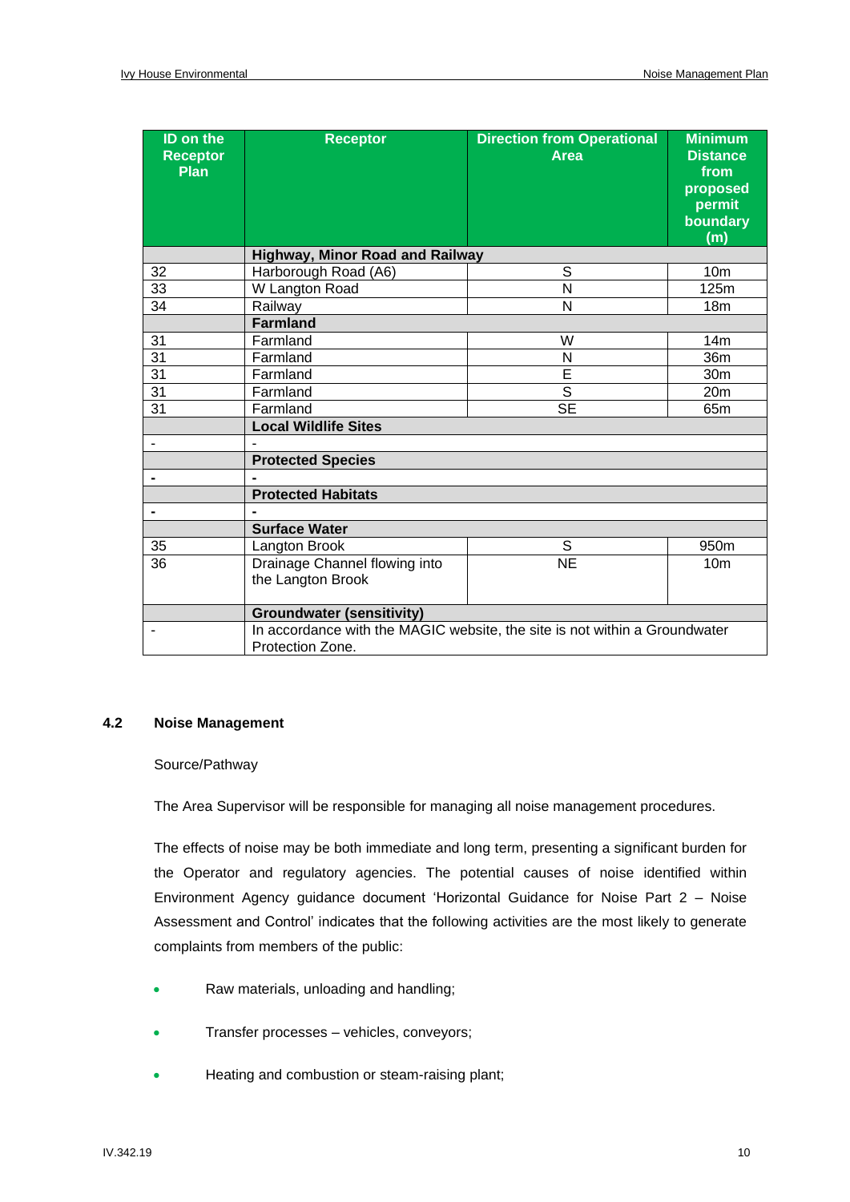| ID on the Receptor Plan | Receptor | Direction from Operational Area | Minimum Distance from proposed permit boundary (m) |
|---|---|---|---|
| | **Highway, Minor Road and Railway** | | |
| 32 | Harborough Road (A6) | S | 10m |
| 33 | W Langton Road | N | 125m |
| 34 | Railway | N | 18m |
| | **Farmland** | | |
| 31 | Farmland | W | 14m |
| 31 | Farmland | N | 36m |
| 31 | Farmland | E | 30m |
| 31 | Farmland | S | 20m |
| 31 | Farmland | SE | 65m |
| | **Local Wildlife Sites** | | |
| - | - | | |
| | **Protected Species** | | |
| - | - | | |
| | **Protected Habitats** | | |
| - | - | | |
| | **Surface Water** | | |
| 35 | Langton Brook | S | 950m |
| 36 | Drainage Channel flowing into the Langton Brook | NE | 10m |
| | **Groundwater (sensitivity)** | | |
| - | In accordance with the MAGIC website, the site is not within a Groundwater Protection Zone. | | |

### 4.2 Noise Management

Source/Pathway

The Area Supervisor will be responsible for managing all noise management procedures.

The effects of noise may be both immediate and long term, presenting a significant burden for the Operator and regulatory agencies. The potential causes of noise identified within Environment Agency guidance document 'Horizontal Guidance for Noise Part 2 – Noise Assessment and Control' indicates that the following activities are the most likely to generate complaints from members of the public:

- Raw materials, unloading and handling;
- Transfer processes – vehicles, conveyors;
- Heating and combustion or steam-raising plant;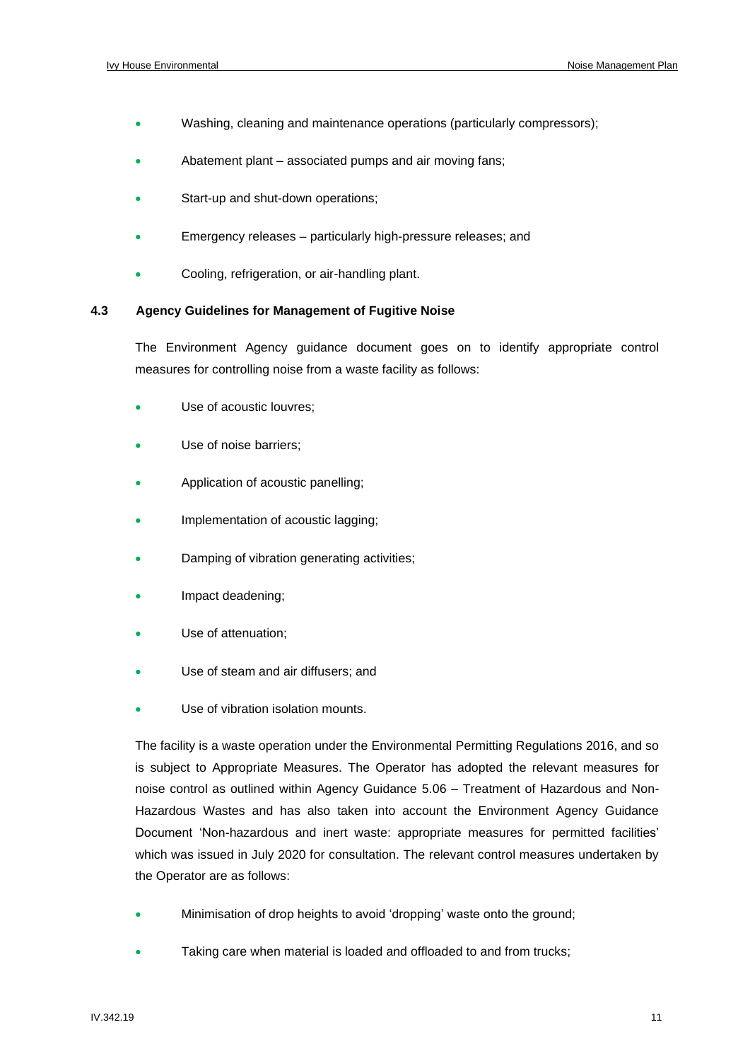- Washing, cleaning and maintenance operations (particularly compressors);
- Abatement plant – associated pumps and air moving fans;
- Start-up and shut-down operations;
- Emergency releases – particularly high-pressure releases; and
- Cooling, refrigeration, or air-handling plant.

### 4.3 Agency Guidelines for Management of Fugitive Noise

The Environment Agency guidance document goes on to identify appropriate control measures for controlling noise from a waste facility as follows:

- Use of acoustic louvres;
- Use of noise barriers;
- Application of acoustic panelling;
- Implementation of acoustic lagging;
- Damping of vibration generating activities;
- Impact deadening;
- Use of attenuation;
- Use of steam and air diffusers; and
- Use of vibration isolation mounts.

The facility is a waste operation under the Environmental Permitting Regulations 2016, and so is subject to Appropriate Measures. The Operator has adopted the relevant measures for noise control as outlined within Agency Guidance 5.06 – Treatment of Hazardous and Non-Hazardous Wastes and has also taken into account the Environment Agency Guidance Document 'Non-hazardous and inert waste: appropriate measures for permitted facilities' which was issued in July 2020 for consultation. The relevant control measures undertaken by the Operator are as follows:

- Minimisation of drop heights to avoid 'dropping' waste onto the ground;
- Taking care when material is loaded and offloaded to and from trucks;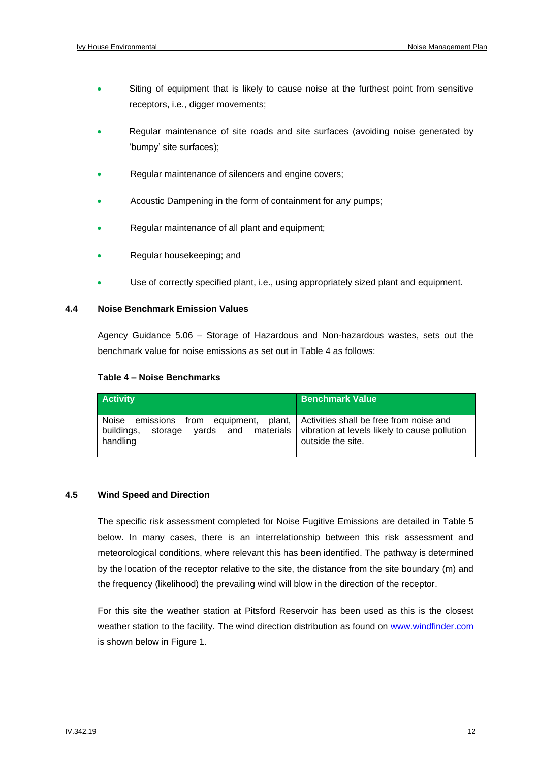- Siting of equipment that is likely to cause noise at the furthest point from sensitive receptors, i.e., digger movements;
- Regular maintenance of site roads and site surfaces (avoiding noise generated by 'bumpy' site surfaces);
- Regular maintenance of silencers and engine covers;
- Acoustic Dampening in the form of containment for any pumps;
- Regular maintenance of all plant and equipment;
- Regular housekeeping; and
- Use of correctly specified plant, i.e., using appropriately sized plant and equipment.

## 4.4 Noise Benchmark Emission Values

Agency Guidance 5.06 – Storage of Hazardous and Non-hazardous wastes, sets out the benchmark value for noise emissions as set out in Table 4 as follows:

**Table 4 – Noise Benchmarks**

| Activity | Benchmark Value |
| --- | --- |
| Noise emissions from equipment, plant, buildings, storage yards and materials handling | Activities shall be free from noise and vibration at levels likely to cause pollution outside the site. |

## 4.5 Wind Speed and Direction

The specific risk assessment completed for Noise Fugitive Emissions are detailed in Table 5 below. In many cases, there is an interrelationship between this risk assessment and meteorological conditions, where relevant this has been identified. The pathway is determined by the location of the receptor relative to the site, the distance from the site boundary (m) and the frequency (likelihood) the prevailing wind will blow in the direction of the receptor.

For this site the weather station at Pitsford Reservoir has been used as this is the closest weather station to the facility. The wind direction distribution as found on www.windfinder.com is shown below in Figure 1.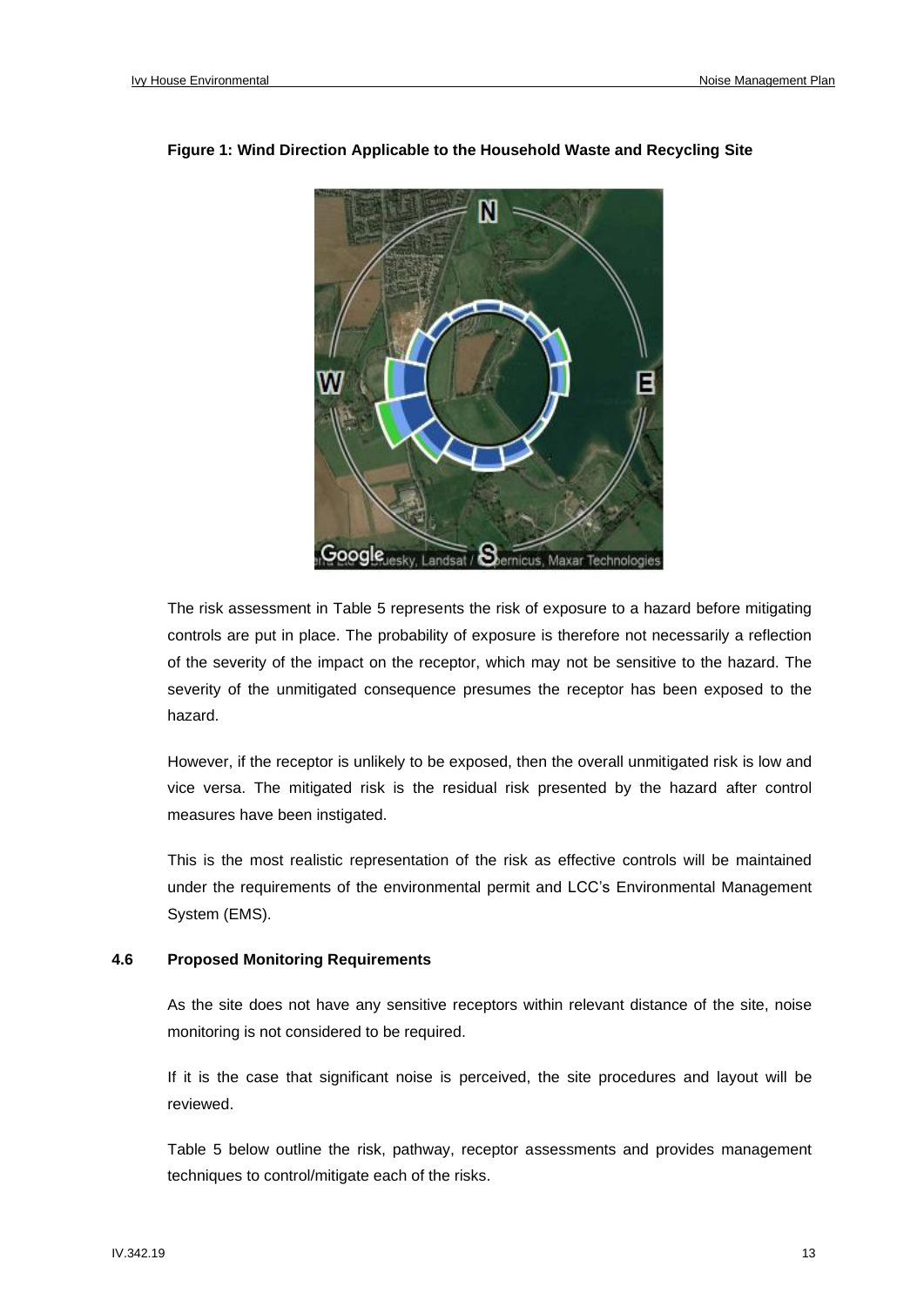**Figure 1: Wind Direction Applicable to the Household Waste and Recycling Site**

The risk assessment in Table 5 represents the risk of exposure to a hazard before mitigating controls are put in place. The probability of exposure is therefore not necessarily a reflection of the severity of the impact on the receptor, which may not be sensitive to the hazard. The severity of the unmitigated consequence presumes the receptor has been exposed to the hazard.

However, if the receptor is unlikely to be exposed, then the overall unmitigated risk is low and vice versa. The mitigated risk is the residual risk presented by the hazard after control measures have been instigated.

This is the most realistic representation of the risk as effective controls will be maintained under the requirements of the environmental permit and LCC's Environmental Management System (EMS).

### 4.6 Proposed Monitoring Requirements

As the site does not have any sensitive receptors within relevant distance of the site, noise monitoring is not considered to be required.

If it is the case that significant noise is perceived, the site procedures and layout will be reviewed.

Table 5 below outline the risk, pathway, receptor assessments and provides management techniques to control/mitigate each of the risks.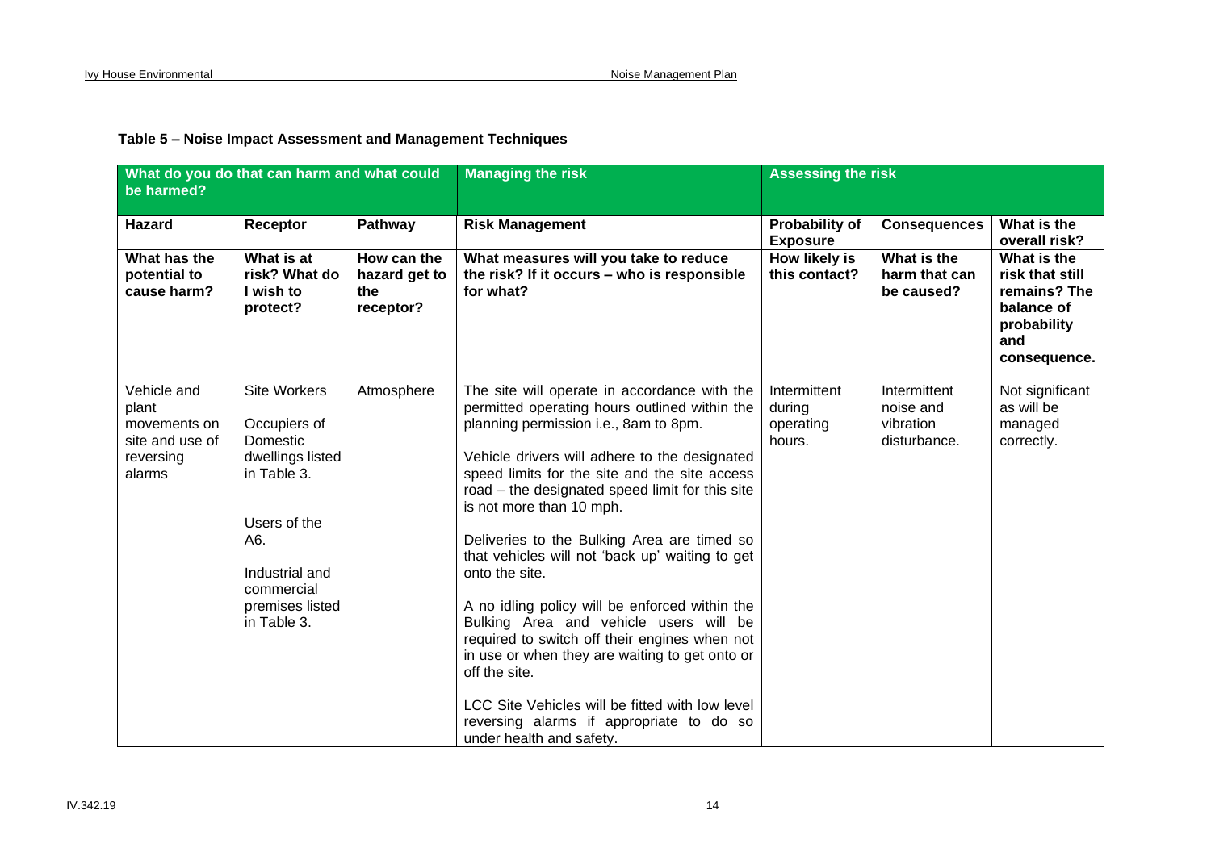**Table 5 – Noise Impact Assessment and Management Techniques**

| What do you do that can harm and what could be harmed? | | | Managing the risk | Assessing the risk | | |
|---|---|---|---|---|---|---|
| **Hazard** | **Receptor** | **Pathway** | **Risk Management** | **Probability of Exposure** | **Consequences** | **What is the overall risk?** |
| **What has the potential to cause harm?** | **What is at risk? What do I wish to protect?** | **How can the hazard get to the receptor?** | **What measures will you take to reduce the risk? If it occurs – who is responsible for what?** | **How likely is this contact?** | **What is the harm that can be caused?** | **What is the risk that still remains? The balance of probability and consequence.** |
| Vehicle and plant movements on site and use of reversing alarms | Site Workers<br><br>Occupiers of Domestic dwellings listed in Table 3.<br><br>Users of the A6.<br><br>Industrial and commercial premises listed in Table 3. | Atmosphere | The site will operate in accordance with the permitted operating hours outlined within the planning permission i.e., 8am to 8pm.<br><br>Vehicle drivers will adhere to the designated speed limits for the site and the site access road – the designated speed limit for this site is not more than 10 mph.<br><br>Deliveries to the Bulking Area are timed so that vehicles will not 'back up' waiting to get onto the site.<br><br>A no idling policy will be enforced within the Bulking Area and vehicle users will be required to switch off their engines when not in use or when they are waiting to get onto or off the site.<br><br>LCC Site Vehicles will be fitted with low level reversing alarms if appropriate to do so under health and safety. | Intermittent during operating hours. | Intermittent noise and vibration disturbance. | Not significant as will be managed correctly. |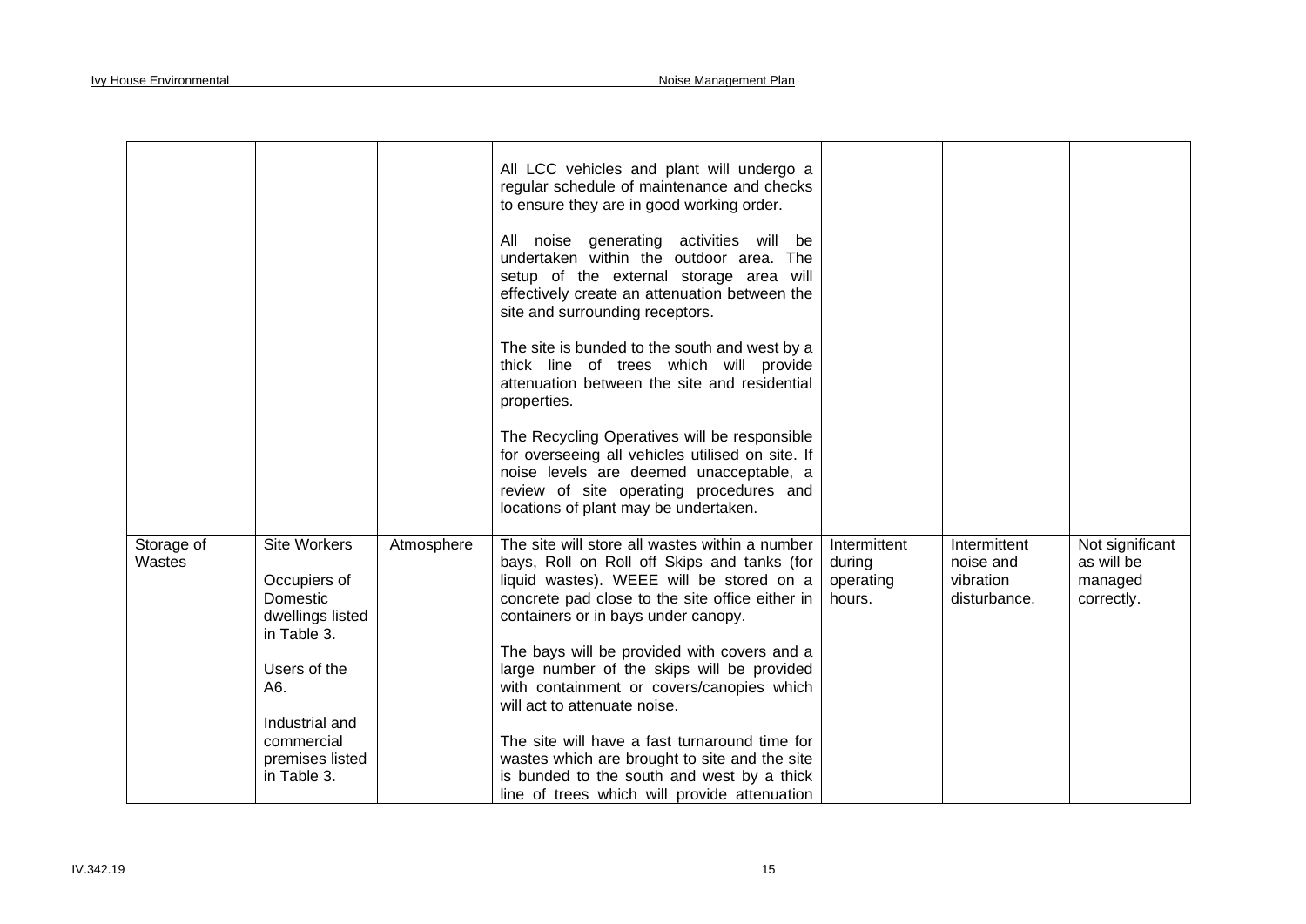| | | | | | | |
|---|---|---|---|---|---|---|
| | | | All LCC vehicles and plant will undergo a regular schedule of maintenance and checks to ensure they are in good working order.<br><br>All noise generating activities will be undertaken within the outdoor area. The setup of the external storage area will effectively create an attenuation between the site and surrounding receptors.<br><br>The site is bunded to the south and west by a thick line of trees which will provide attenuation between the site and residential properties.<br><br>The Recycling Operatives will be responsible for overseeing all vehicles utilised on site. If noise levels are deemed unacceptable, a review of site operating procedures and locations of plant may be undertaken. | | | |
| Storage of Wastes | Site Workers<br><br>Occupiers of Domestic dwellings listed in Table 3.<br><br>Users of the A6.<br><br>Industrial and commercial premises listed in Table 3. | Atmosphere | The site will store all wastes within a number bays, Roll on Roll off Skips and tanks (for liquid wastes). WEEE will be stored on a concrete pad close to the site office either in containers or in bays under canopy.<br><br>The bays will be provided with covers and a large number of the skips will be provided with containment or covers/canopies which will act to attenuate noise.<br><br>The site will have a fast turnaround time for wastes which are brought to site and the site is bunded to the south and west by a thick line of trees which will provide attenuation | Intermittent during operating hours. | Intermittent noise and vibration disturbance. | Not significant as will be managed correctly. |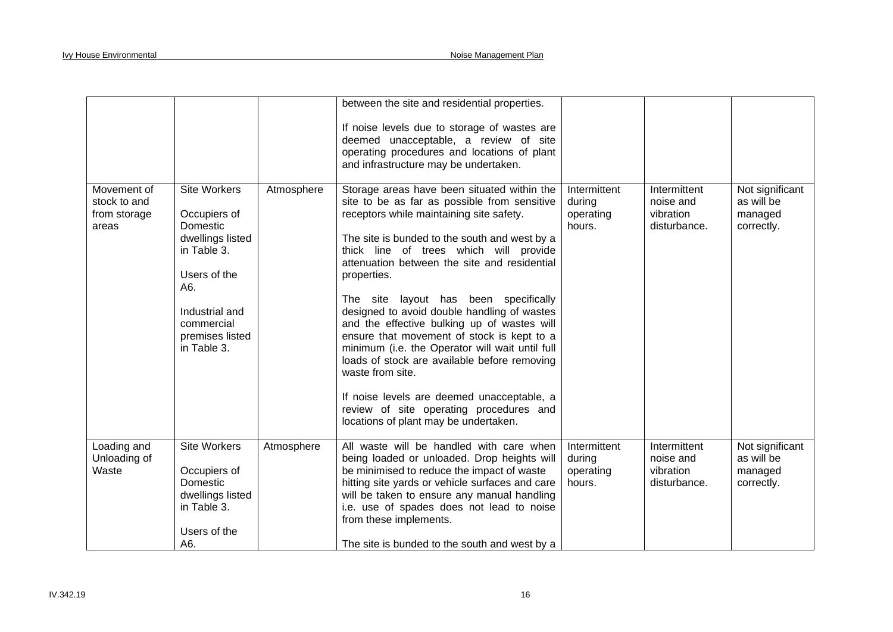| | | | between the site and residential properties.<br><br>If noise levels due to storage of wastes are deemed unacceptable, a review of site operating procedures and locations of plant and infrastructure may be undertaken. | | | |
|---|---|---|---|---|---|---|
| Movement of stock to and from storage areas | Site Workers<br><br>Occupiers of Domestic dwellings listed in Table 3.<br><br>Users of the A6.<br><br>Industrial and commercial premises listed in Table 3. | Atmosphere | Storage areas have been situated within the site to be as far as possible from sensitive receptors while maintaining site safety.<br><br>The site is bunded to the south and west by a thick line of trees which will provide attenuation between the site and residential properties.<br><br>The site layout has been specifically designed to avoid double handling of wastes and the effective bulking up of wastes will ensure that movement of stock is kept to a minimum (i.e. the Operator will wait until full loads of stock are available before removing waste from site.<br><br>If noise levels are deemed unacceptable, a review of site operating procedures and locations of plant may be undertaken. | Intermittent during operating hours. | Intermittent noise and vibration disturbance. | Not significant as will be managed correctly. |
| Loading and Unloading of Waste | Site Workers<br><br>Occupiers of Domestic dwellings listed in Table 3.<br><br>Users of the A6. | Atmosphere | All waste will be handled with care when being loaded or unloaded. Drop heights will be minimised to reduce the impact of waste hitting site yards or vehicle surfaces and care will be taken to ensure any manual handling i.e. use of spades does not lead to noise from these implements.<br><br>The site is bunded to the south and west by a | Intermittent during operating hours. | Intermittent noise and vibration disturbance. | Not significant as will be managed correctly. |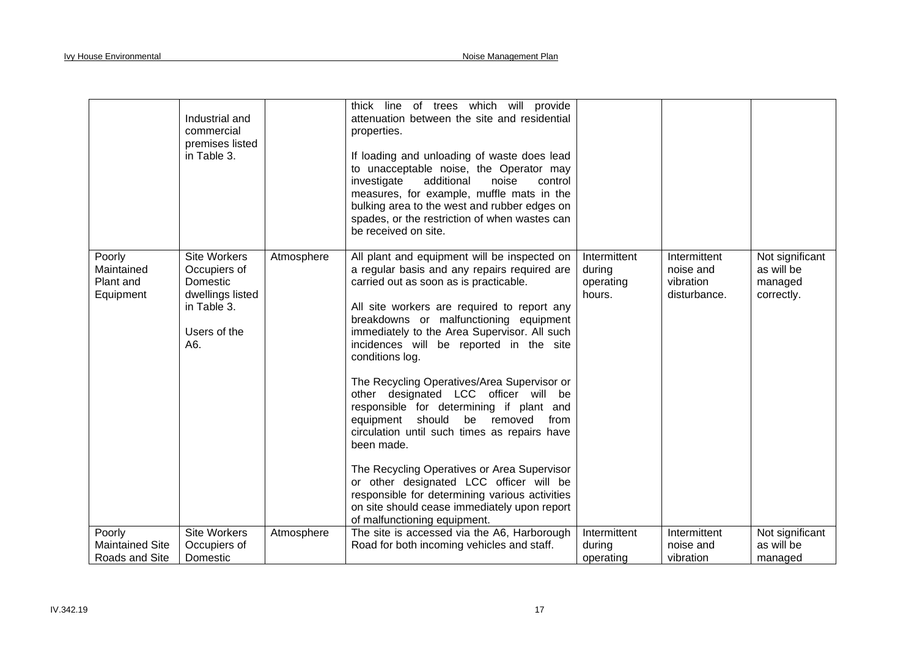| | | | | | | |
|---|---|---|---|---|---|---|
| | Industrial and commercial premises listed in Table 3. | | thick line of trees which will provide attenuation between the site and residential properties.<br><br>If loading and unloading of waste does lead to unacceptable noise, the Operator may investigate additional noise control measures, for example, muffle mats in the bulking area to the west and rubber edges on spades, or the restriction of when wastes can be received on site. | | | |
| Poorly Maintained Plant and Equipment | Site Workers Occupiers of Domestic dwellings listed in Table 3.<br><br>Users of the A6. | Atmosphere | All plant and equipment will be inspected on a regular basis and any repairs required are carried out as soon as is practicable.<br><br>All site workers are required to report any breakdowns or malfunctioning equipment immediately to the Area Supervisor. All such incidences will be reported in the site conditions log.<br><br>The Recycling Operatives/Area Supervisor or other designated LCC officer will be responsible for determining if plant and equipment should be removed from circulation until such times as repairs have been made.<br><br>The Recycling Operatives or Area Supervisor or other designated LCC officer will be responsible for determining various activities on site should cease immediately upon report of malfunctioning equipment. | Intermittent during operating hours. | Intermittent noise and vibration disturbance. | Not significant as will be managed correctly. |
| Poorly Maintained Site Roads and Site | Site Workers Occupiers of Domestic | Atmosphere | The site is accessed via the A6, Harborough Road for both incoming vehicles and staff. | Intermittent during operating | Intermittent noise and vibration | Not significant as will be managed |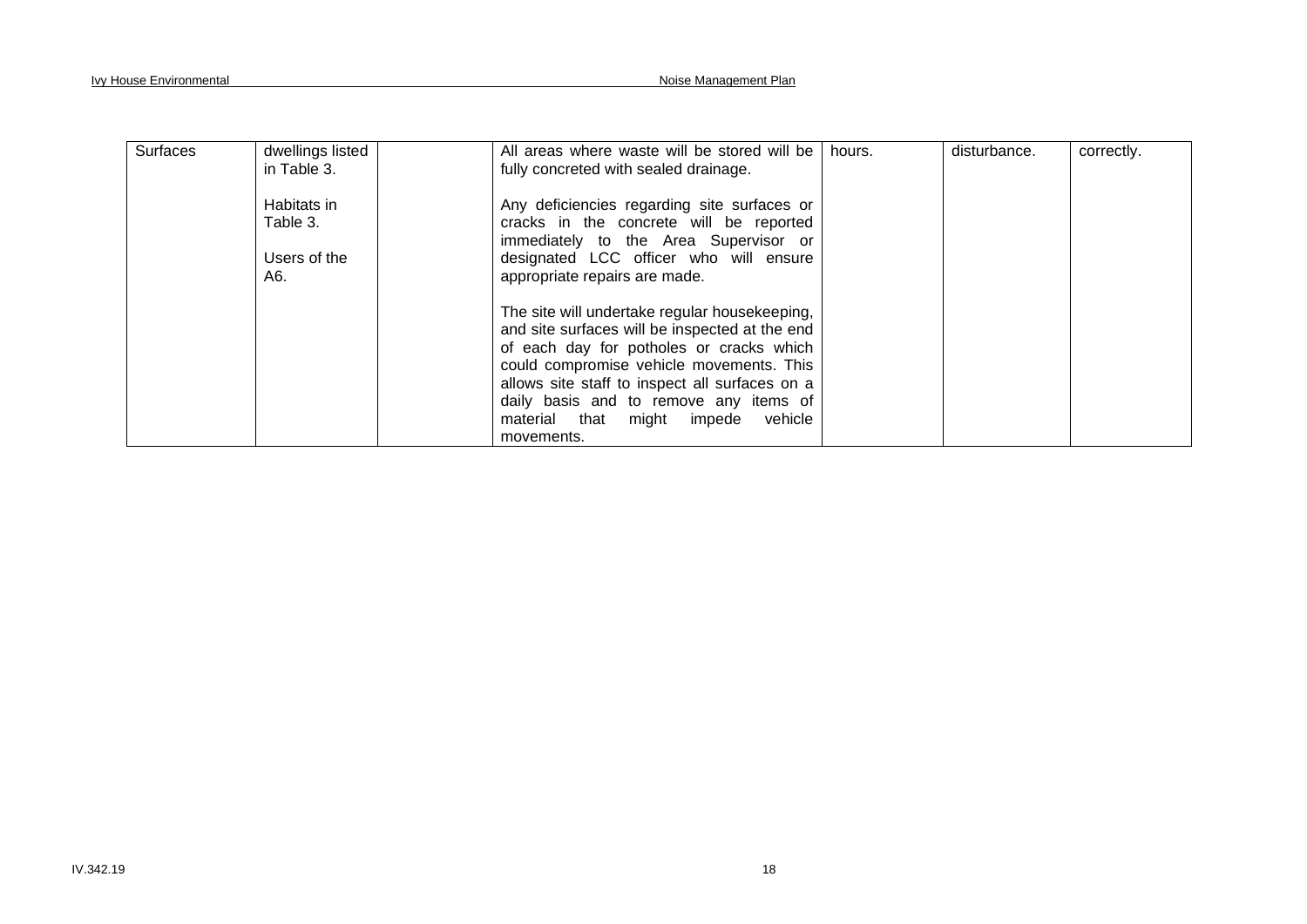| Surfaces | dwellings listed in Table 3.<br><br>Habitats in Table 3.<br><br>Users of the A6. | | All areas where waste will be stored will be fully concreted with sealed drainage.<br><br>Any deficiencies regarding site surfaces or cracks in the concrete will be reported immediately to the Area Supervisor or designated LCC officer who will ensure appropriate repairs are made.<br><br>The site will undertake regular housekeeping, and site surfaces will be inspected at the end of each day for potholes or cracks which could compromise vehicle movements. This allows site staff to inspect all surfaces on a daily basis and to remove any items of material that might impede vehicle movements. | hours. | disturbance. | correctly. |
|---|---|---|---|---|---|---|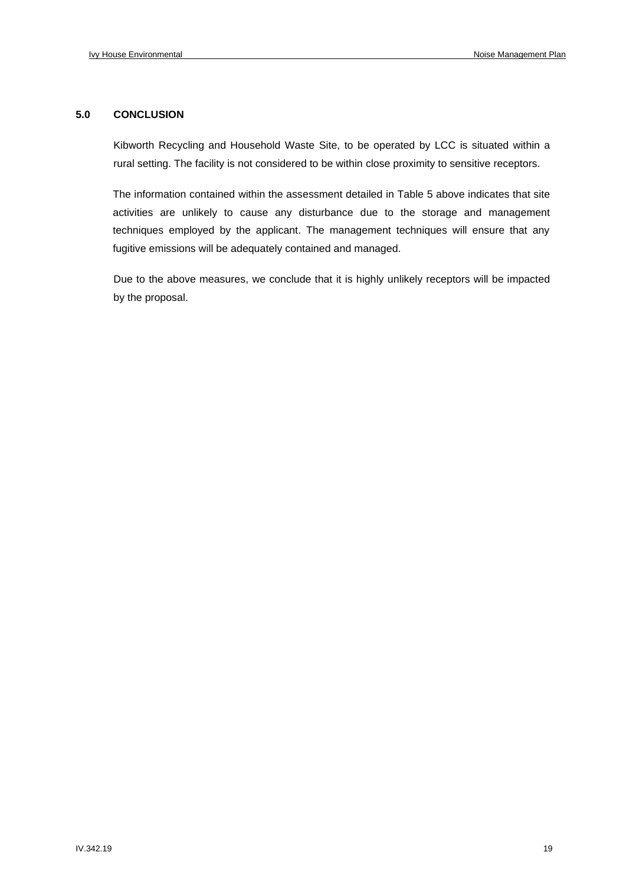## 5.0 CONCLUSION

Kibworth Recycling and Household Waste Site, to be operated by LCC is situated within a rural setting. The facility is not considered to be within close proximity to sensitive receptors.

The information contained within the assessment detailed in Table 5 above indicates that site activities are unlikely to cause any disturbance due to the storage and management techniques employed by the applicant. The management techniques will ensure that any fugitive emissions will be adequately contained and managed.

Due to the above measures, we conclude that it is highly unlikely receptors will be impacted by the proposal.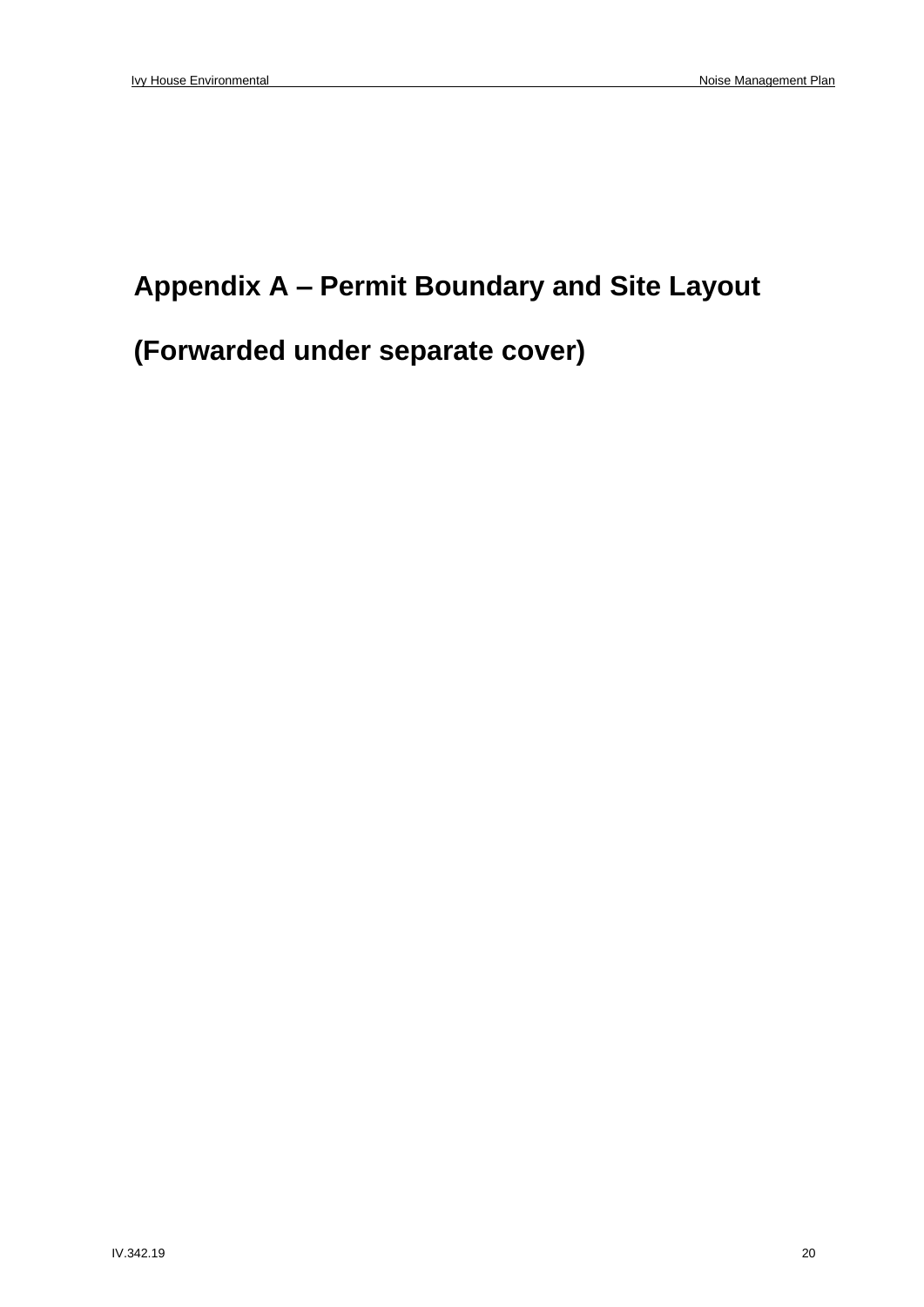# Appendix A – Permit Boundary and Site Layout

# (Forwarded under separate cover)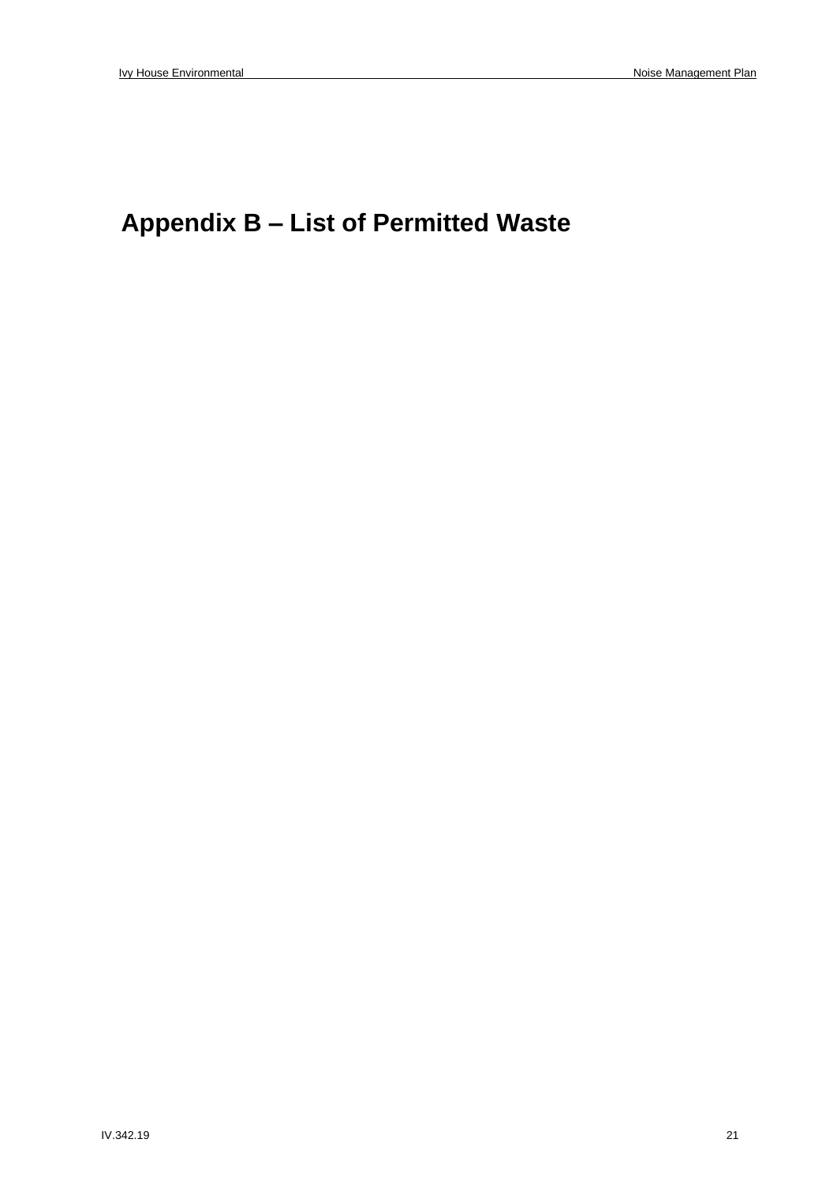# Appendix B – List of Permitted Waste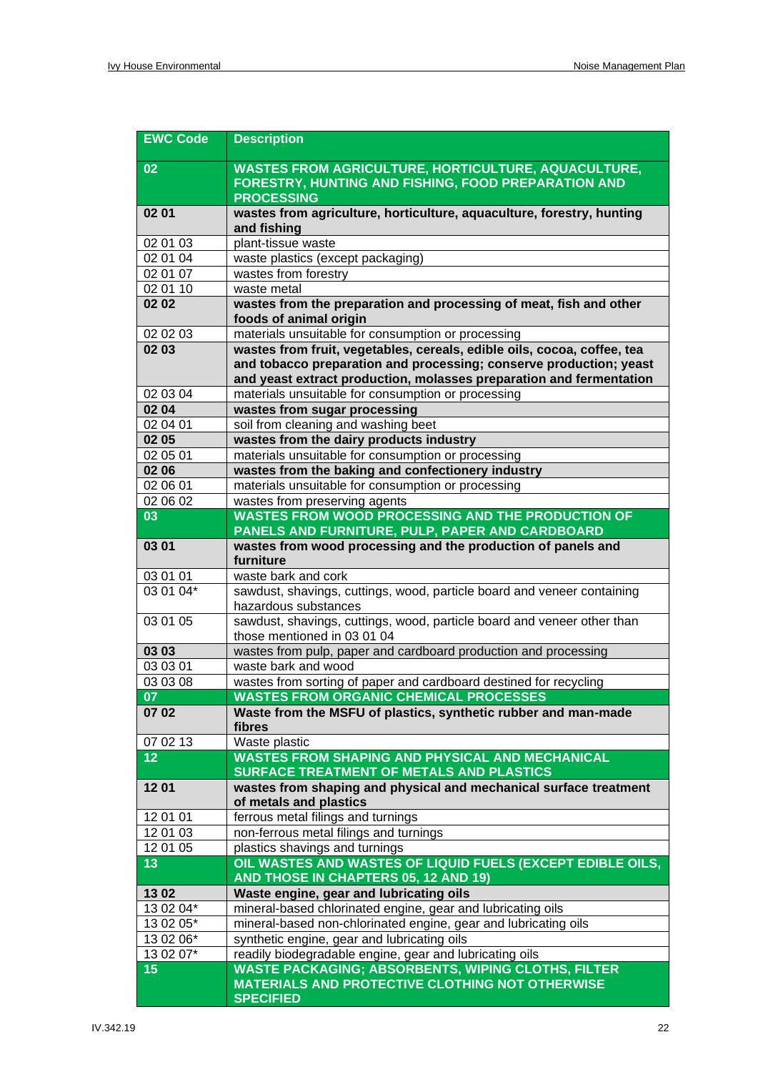| EWC Code | Description |
|---|---|
| **02** | **WASTES FROM AGRICULTURE, HORTICULTURE, AQUACULTURE, FORESTRY, HUNTING AND FISHING, FOOD PREPARATION AND PROCESSING** |
| **02 01** | **wastes from agriculture, horticulture, aquaculture, forestry, hunting and fishing** |
| 02 01 03 | plant-tissue waste |
| 02 01 04 | waste plastics (except packaging) |
| 02 01 07 | wastes from forestry |
| 02 01 10 | waste metal |
| **02 02** | **wastes from the preparation and processing of meat, fish and other foods of animal origin** |
| 02 02 03 | materials unsuitable for consumption or processing |
| **02 03** | **wastes from fruit, vegetables, cereals, edible oils, cocoa, coffee, tea and tobacco preparation and processing; conserve production; yeast and yeast extract production, molasses preparation and fermentation** |
| 02 03 04 | materials unsuitable for consumption or processing |
| **02 04** | **wastes from sugar processing** |
| 02 04 01 | soil from cleaning and washing beet |
| **02 05** | **wastes from the dairy products industry** |
| 02 05 01 | materials unsuitable for consumption or processing |
| **02 06** | **wastes from the baking and confectionery industry** |
| 02 06 01 | materials unsuitable for consumption or processing |
| 02 06 02 | wastes from preserving agents |
| **03** | **WASTES FROM WOOD PROCESSING AND THE PRODUCTION OF PANELS AND FURNITURE, PULP, PAPER AND CARDBOARD** |
| **03 01** | **wastes from wood processing and the production of panels and furniture** |
| 03 01 01 | waste bark and cork |
| 03 01 04* | sawdust, shavings, cuttings, wood, particle board and veneer containing hazardous substances |
| 03 01 05 | sawdust, shavings, cuttings, wood, particle board and veneer other than those mentioned in 03 01 04 |
| **03 03** | wastes from pulp, paper and cardboard production and processing |
| 03 03 01 | waste bark and wood |
| 03 03 08 | wastes from sorting of paper and cardboard destined for recycling |
| **07** | **WASTES FROM ORGANIC CHEMICAL PROCESSES** |
| **07 02** | **Waste from the MSFU of plastics, synthetic rubber and man-made fibres** |
| 07 02 13 | Waste plastic |
| **12** | **WASTES FROM SHAPING AND PHYSICAL AND MECHANICAL SURFACE TREATMENT OF METALS AND PLASTICS** |
| **12 01** | **wastes from shaping and physical and mechanical surface treatment of metals and plastics** |
| 12 01 01 | ferrous metal filings and turnings |
| 12 01 03 | non-ferrous metal filings and turnings |
| 12 01 05 | plastics shavings and turnings |
| **13** | **OIL WASTES AND WASTES OF LIQUID FUELS (EXCEPT EDIBLE OILS, AND THOSE IN CHAPTERS 05, 12 AND 19)** |
| **13 02** | **Waste engine, gear and lubricating oils** |
| 13 02 04* | mineral-based chlorinated engine, gear and lubricating oils |
| 13 02 05* | mineral-based non-chlorinated engine, gear and lubricating oils |
| 13 02 06* | synthetic engine, gear and lubricating oils |
| 13 02 07* | readily biodegradable engine, gear and lubricating oils |
| **15** | **WASTE PACKAGING; ABSORBENTS, WIPING CLOTHS, FILTER MATERIALS AND PROTECTIVE CLOTHING NOT OTHERWISE SPECIFIED** |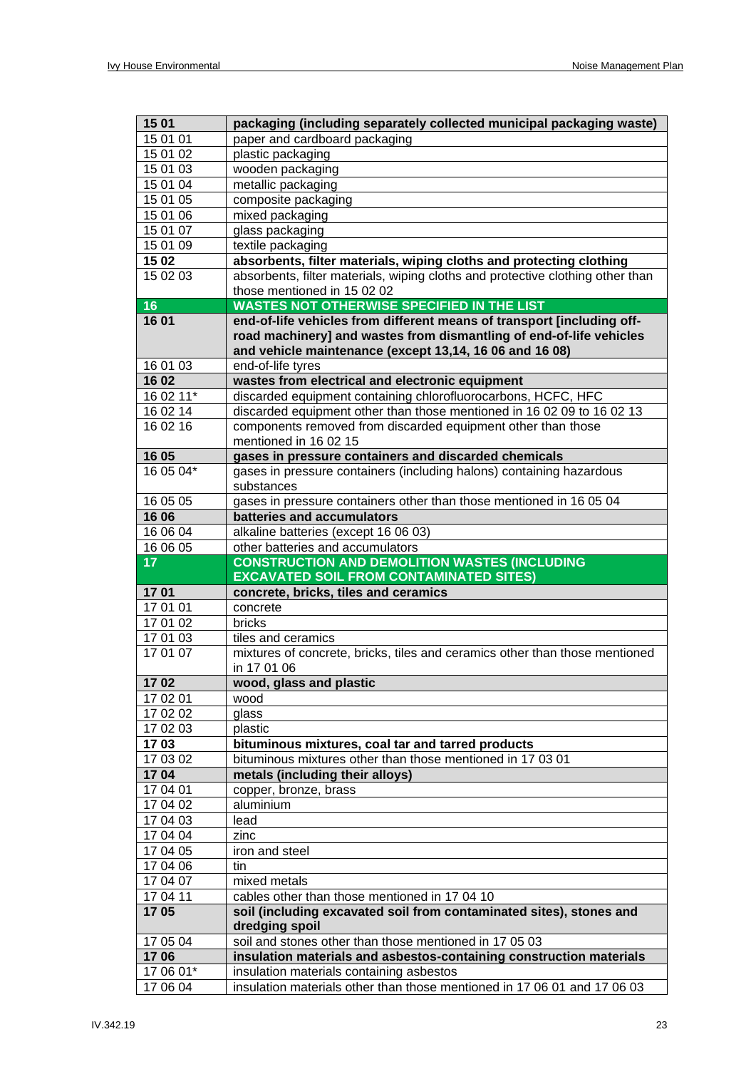| 15 01 | **packaging (including separately collected municipal packaging waste)** |
|---|---|
| 15 01 01 | paper and cardboard packaging |
| 15 01 02 | plastic packaging |
| 15 01 03 | wooden packaging |
| 15 01 04 | metallic packaging |
| 15 01 05 | composite packaging |
| 15 01 06 | mixed packaging |
| 15 01 07 | glass packaging |
| 15 01 09 | textile packaging |
| **15 02** | **absorbents, filter materials, wiping cloths and protecting clothing** |
| 15 02 03 | absorbents, filter materials, wiping cloths and protective clothing other than those mentioned in 15 02 02 |
| **16** | **WASTES NOT OTHERWISE SPECIFIED IN THE LIST** |
| **16 01** | **end-of-life vehicles from different means of transport [including off-road machinery] and wastes from dismantling of end-of-life vehicles and vehicle maintenance (except 13,14, 16 06 and 16 08)** |
| 16 01 03 | end-of-life tyres |
| **16 02** | **wastes from electrical and electronic equipment** |
| 16 02 11* | discarded equipment containing chlorofluorocarbons, HCFC, HFC |
| 16 02 14 | discarded equipment other than those mentioned in 16 02 09 to 16 02 13 |
| 16 02 16 | components removed from discarded equipment other than those mentioned in 16 02 15 |
| **16 05** | **gases in pressure containers and discarded chemicals** |
| 16 05 04* | gases in pressure containers (including halons) containing hazardous substances |
| 16 05 05 | gases in pressure containers other than those mentioned in 16 05 04 |
| **16 06** | **batteries and accumulators** |
| 16 06 04 | alkaline batteries (except 16 06 03) |
| 16 06 05 | other batteries and accumulators |
| **17** | **CONSTRUCTION AND DEMOLITION WASTES (INCLUDING EXCAVATED SOIL FROM CONTAMINATED SITES)** |
| **17 01** | **concrete, bricks, tiles and ceramics** |
| 17 01 01 | concrete |
| 17 01 02 | bricks |
| 17 01 03 | tiles and ceramics |
| 17 01 07 | mixtures of concrete, bricks, tiles and ceramics other than those mentioned in 17 01 06 |
| **17 02** | **wood, glass and plastic** |
| 17 02 01 | wood |
| 17 02 02 | glass |
| 17 02 03 | plastic |
| **17 03** | **bituminous mixtures, coal tar and tarred products** |
| 17 03 02 | bituminous mixtures other than those mentioned in 17 03 01 |
| **17 04** | **metals (including their alloys)** |
| 17 04 01 | copper, bronze, brass |
| 17 04 02 | aluminium |
| 17 04 03 | lead |
| 17 04 04 | zinc |
| 17 04 05 | iron and steel |
| 17 04 06 | tin |
| 17 04 07 | mixed metals |
| 17 04 11 | cables other than those mentioned in 17 04 10 |
| **17 05** | **soil (including excavated soil from contaminated sites), stones and dredging spoil** |
| 17 05 04 | soil and stones other than those mentioned in 17 05 03 |
| **17 06** | **insulation materials and asbestos-containing construction materials** |
| 17 06 01* | insulation materials containing asbestos |
| 17 06 04 | insulation materials other than those mentioned in 17 06 01 and 17 06 03 |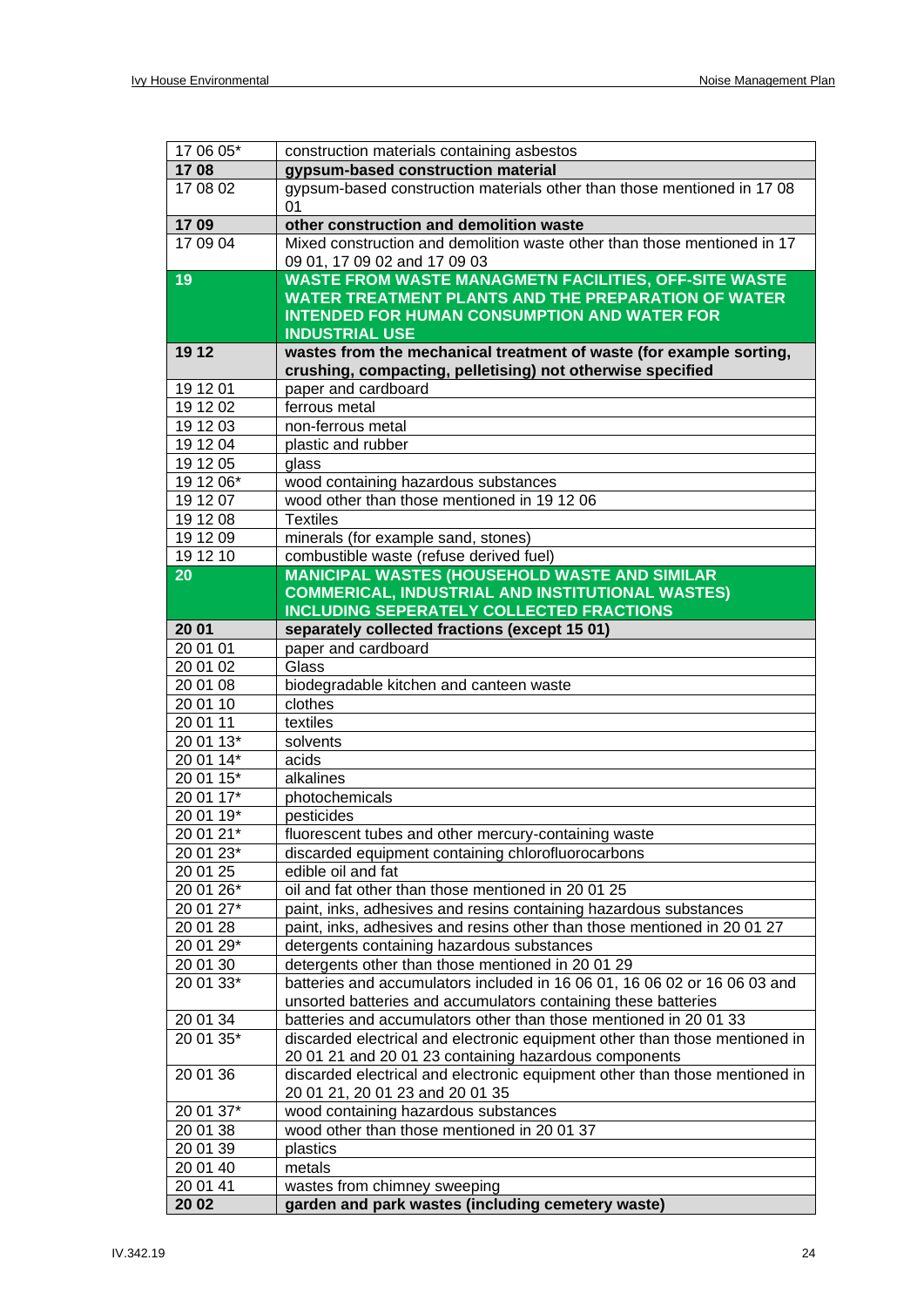| | |
|---|---|
| 17 06 05* | construction materials containing asbestos |
| **17 08** | **gypsum-based construction material** |
| 17 08 02 | gypsum-based construction materials other than those mentioned in 17 08 01 |
| **17 09** | **other construction and demolition waste** |
| 17 09 04 | Mixed construction and demolition waste other than those mentioned in 17 09 01, 17 09 02 and 17 09 03 |
| **19** | **WASTE FROM WASTE MANAGMETN FACILITIES, OFF-SITE WASTE WATER TREATMENT PLANTS AND THE PREPARATION OF WATER INTENDED FOR HUMAN CONSUMPTION AND WATER FOR INDUSTRIAL USE** |
| **19 12** | **wastes from the mechanical treatment of waste (for example sorting, crushing, compacting, pelletising) not otherwise specified** |
| 19 12 01 | paper and cardboard |
| 19 12 02 | ferrous metal |
| 19 12 03 | non-ferrous metal |
| 19 12 04 | plastic and rubber |
| 19 12 05 | glass |
| 19 12 06* | wood containing hazardous substances |
| 19 12 07 | wood other than those mentioned in 19 12 06 |
| 19 12 08 | Textiles |
| 19 12 09 | minerals (for example sand, stones) |
| 19 12 10 | combustible waste (refuse derived fuel) |
| **20** | **MANICIPAL WASTES (HOUSEHOLD WASTE AND SIMILAR COMMERICAL, INDUSTRIAL AND INSTITUTIONAL WASTES) INCLUDING SEPERATELY COLLECTED FRACTIONS** |
| **20 01** | **separately collected fractions (except 15 01)** |
| 20 01 01 | paper and cardboard |
| 20 01 02 | Glass |
| 20 01 08 | biodegradable kitchen and canteen waste |
| 20 01 10 | clothes |
| 20 01 11 | textiles |
| 20 01 13* | solvents |
| 20 01 14* | acids |
| 20 01 15* | alkalines |
| 20 01 17* | photochemicals |
| 20 01 19* | pesticides |
| 20 01 21* | fluorescent tubes and other mercury-containing waste |
| 20 01 23* | discarded equipment containing chlorofluorocarbons |
| 20 01 25 | edible oil and fat |
| 20 01 26* | oil and fat other than those mentioned in 20 01 25 |
| 20 01 27* | paint, inks, adhesives and resins containing hazardous substances |
| 20 01 28 | paint, inks, adhesives and resins other than those mentioned in 20 01 27 |
| 20 01 29* | detergents containing hazardous substances |
| 20 01 30 | detergents other than those mentioned in 20 01 29 |
| 20 01 33* | batteries and accumulators included in 16 06 01, 16 06 02 or 16 06 03 and unsorted batteries and accumulators containing these batteries |
| 20 01 34 | batteries and accumulators other than those mentioned in 20 01 33 |
| 20 01 35* | discarded electrical and electronic equipment other than those mentioned in 20 01 21 and 20 01 23 containing hazardous components |
| 20 01 36 | discarded electrical and electronic equipment other than those mentioned in 20 01 21, 20 01 23 and 20 01 35 |
| 20 01 37* | wood containing hazardous substances |
| 20 01 38 | wood other than those mentioned in 20 01 37 |
| 20 01 39 | plastics |
| 20 01 40 | metals |
| 20 01 41 | wastes from chimney sweeping |
| **20 02** | **garden and park wastes (including cemetery waste)** |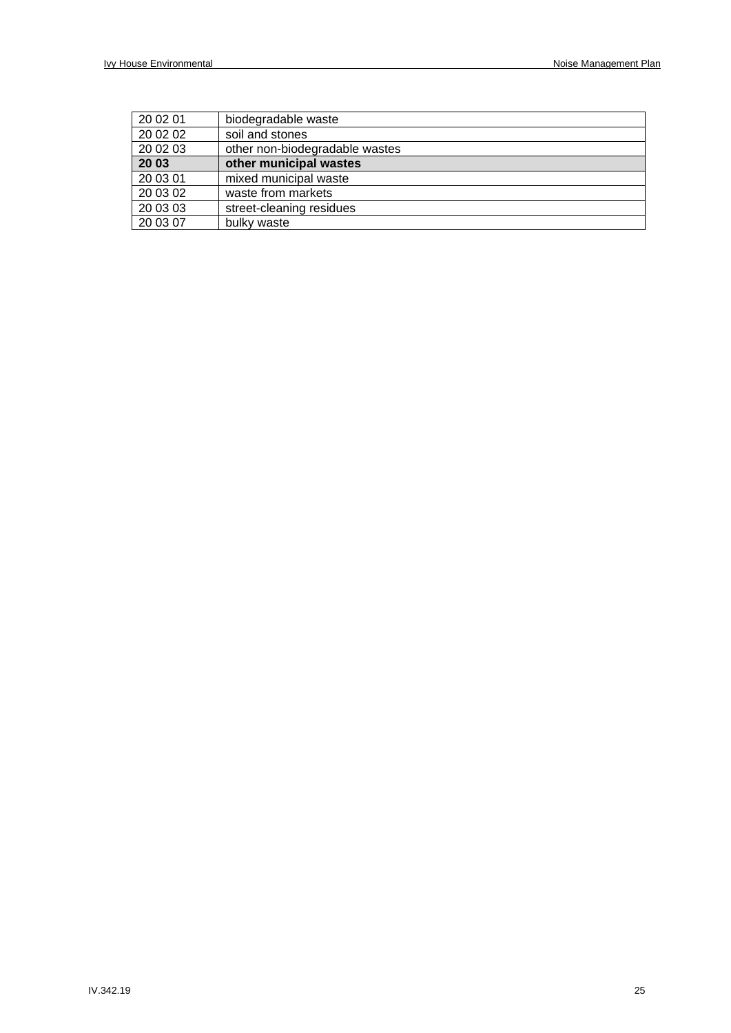| | |
|---|---|
| 20 02 01 | biodegradable waste |
| 20 02 02 | soil and stones |
| 20 02 03 | other non-biodegradable wastes |
| **20 03** | **other municipal wastes** |
| 20 03 01 | mixed municipal waste |
| 20 03 02 | waste from markets |
| 20 03 03 | street-cleaning residues |
| 20 03 07 | bulky waste |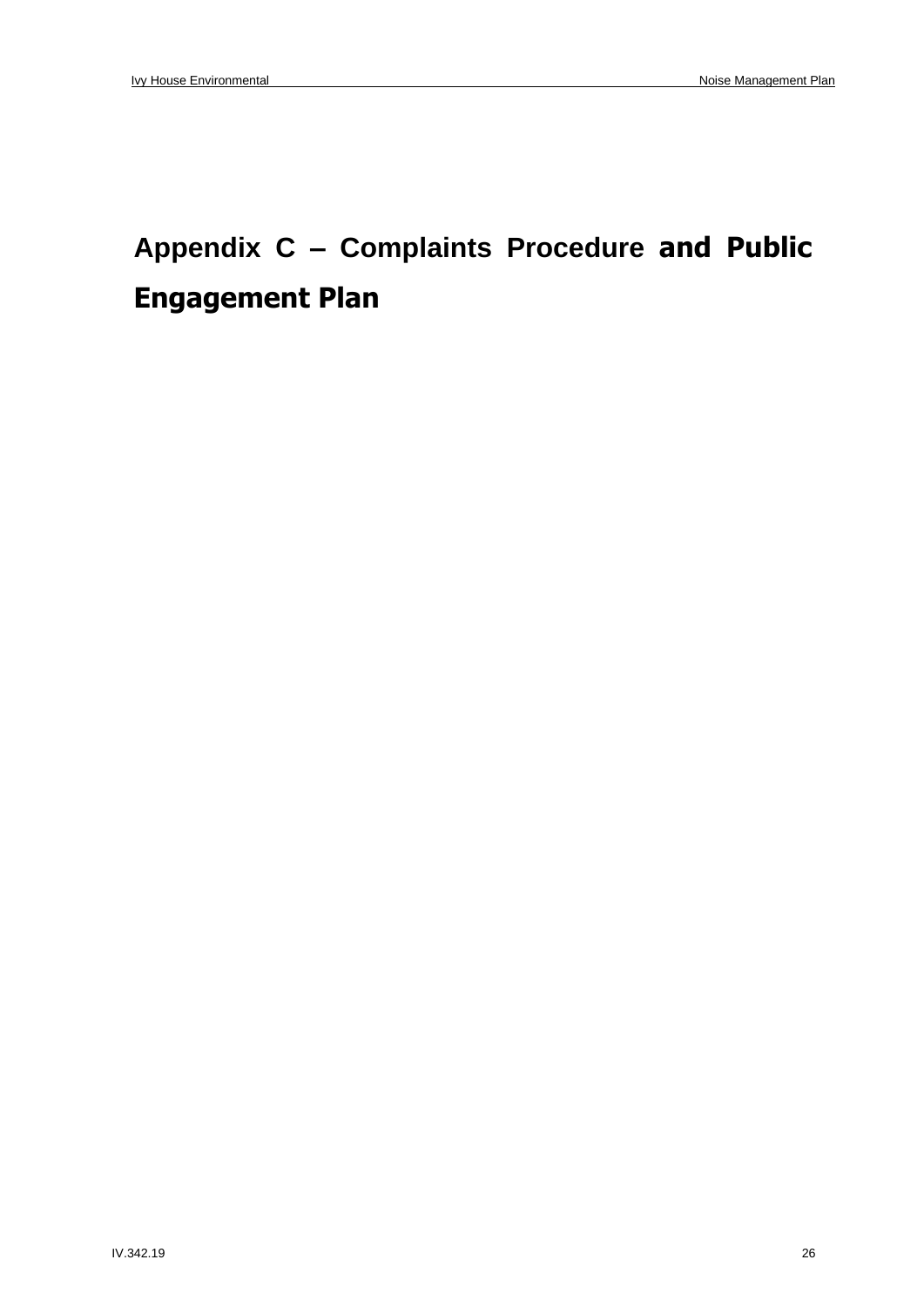# Appendix C – Complaints Procedure and Public Engagement Plan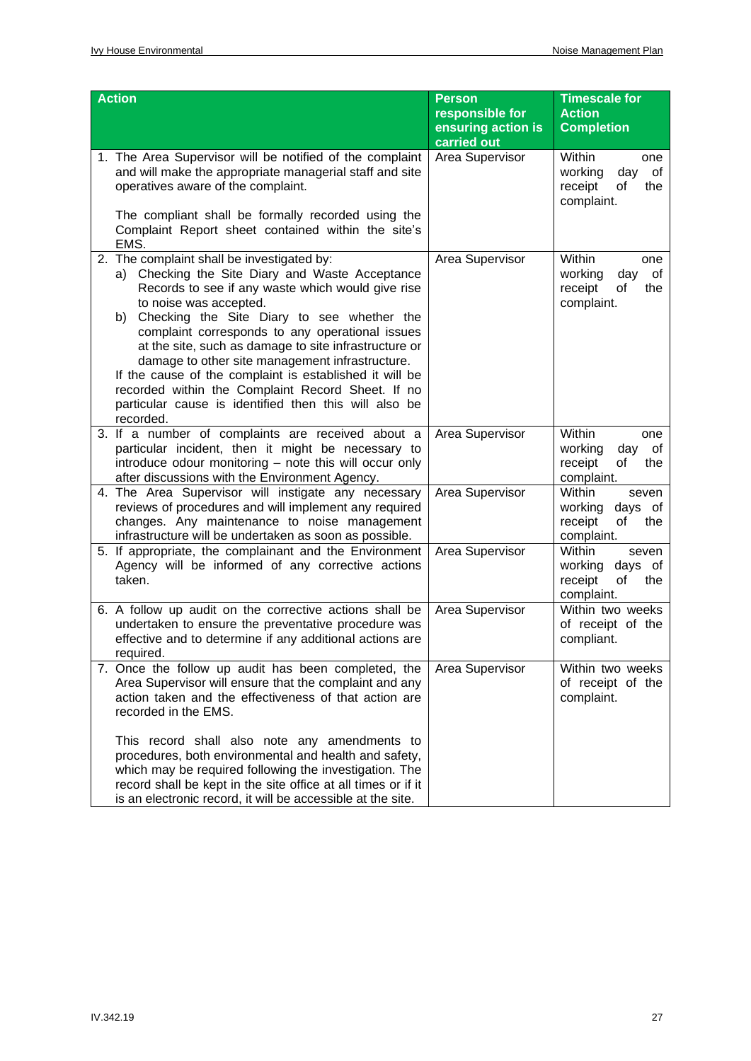| Action | Person responsible for ensuring action is carried out | Timescale for Action Completion |
| --- | --- | --- |
| 1. The Area Supervisor will be notified of the complaint and will make the appropriate managerial staff and site operatives aware of the complaint.<br><br>The compliant shall be formally recorded using the Complaint Report sheet contained within the site's EMS. | Area Supervisor | Within one working day of receipt of the complaint. |
| 2. The complaint shall be investigated by:<br>a) Checking the Site Diary and Waste Acceptance Records to see if any waste which would give rise to noise was accepted.<br>b) Checking the Site Diary to see whether the complaint corresponds to any operational issues at the site, such as damage to site infrastructure or damage to other site management infrastructure.<br>If the cause of the complaint is established it will be recorded within the Complaint Record Sheet. If no particular cause is identified then this will also be recorded. | Area Supervisor | Within one working day of receipt of the complaint. |
| 3. If a number of complaints are received about a particular incident, then it might be necessary to introduce odour monitoring – note this will occur only after discussions with the Environment Agency. | Area Supervisor | Within one working day of receipt of the complaint. |
| 4. The Area Supervisor will instigate any necessary reviews of procedures and will implement any required changes. Any maintenance to noise management infrastructure will be undertaken as soon as possible. | Area Supervisor | Within seven working days of receipt of the complaint. |
| 5. If appropriate, the complainant and the Environment Agency will be informed of any corrective actions taken. | Area Supervisor | Within seven working days of receipt of the complaint. |
| 6. A follow up audit on the corrective actions shall be undertaken to ensure the preventative procedure was effective and to determine if any additional actions are required. | Area Supervisor | Within two weeks of receipt of the compliant. |
| 7. Once the follow up audit has been completed, the Area Supervisor will ensure that the complaint and any action taken and the effectiveness of that action are recorded in the EMS.<br><br>This record shall also note any amendments to procedures, both environmental and health and safety, which may be required following the investigation. The record shall be kept in the site office at all times or if it is an electronic record, it will be accessible at the site. | Area Supervisor | Within two weeks of receipt of the complaint. |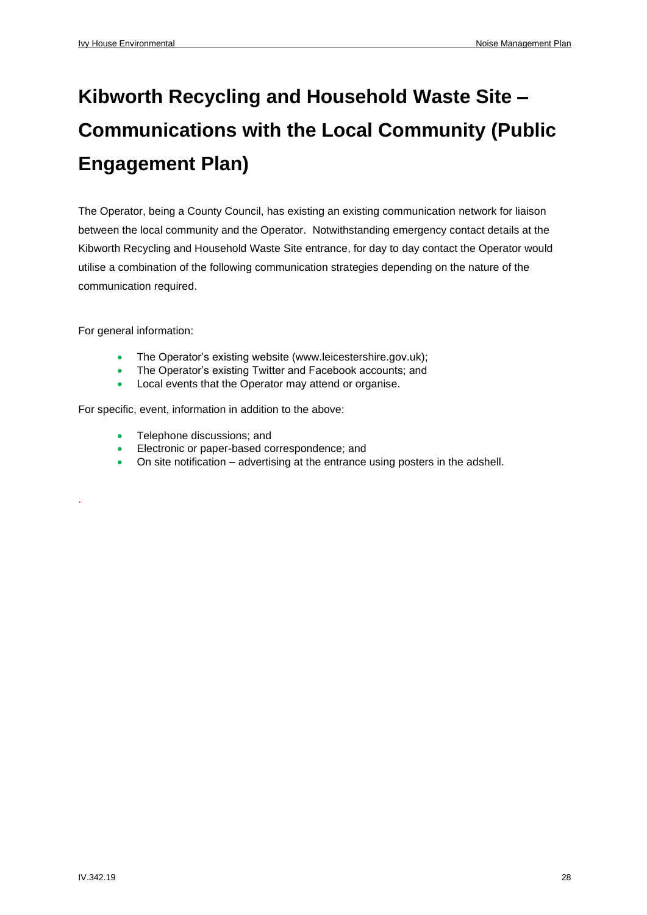# Kibworth Recycling and Household Waste Site – Communications with the Local Community (Public Engagement Plan)

The Operator, being a County Council, has existing an existing communication network for liaison between the local community and the Operator. Notwithstanding emergency contact details at the Kibworth Recycling and Household Waste Site entrance, for day to day contact the Operator would utilise a combination of the following communication strategies depending on the nature of the communication required.

For general information:

- The Operator's existing website (www.leicestershire.gov.uk);
- The Operator's existing Twitter and Facebook accounts; and
- Local events that the Operator may attend or organise.

For specific, event, information in addition to the above:

- Telephone discussions; and
- Electronic or paper-based correspondence; and
- On site notification – advertising at the entrance using posters in the adshell.

.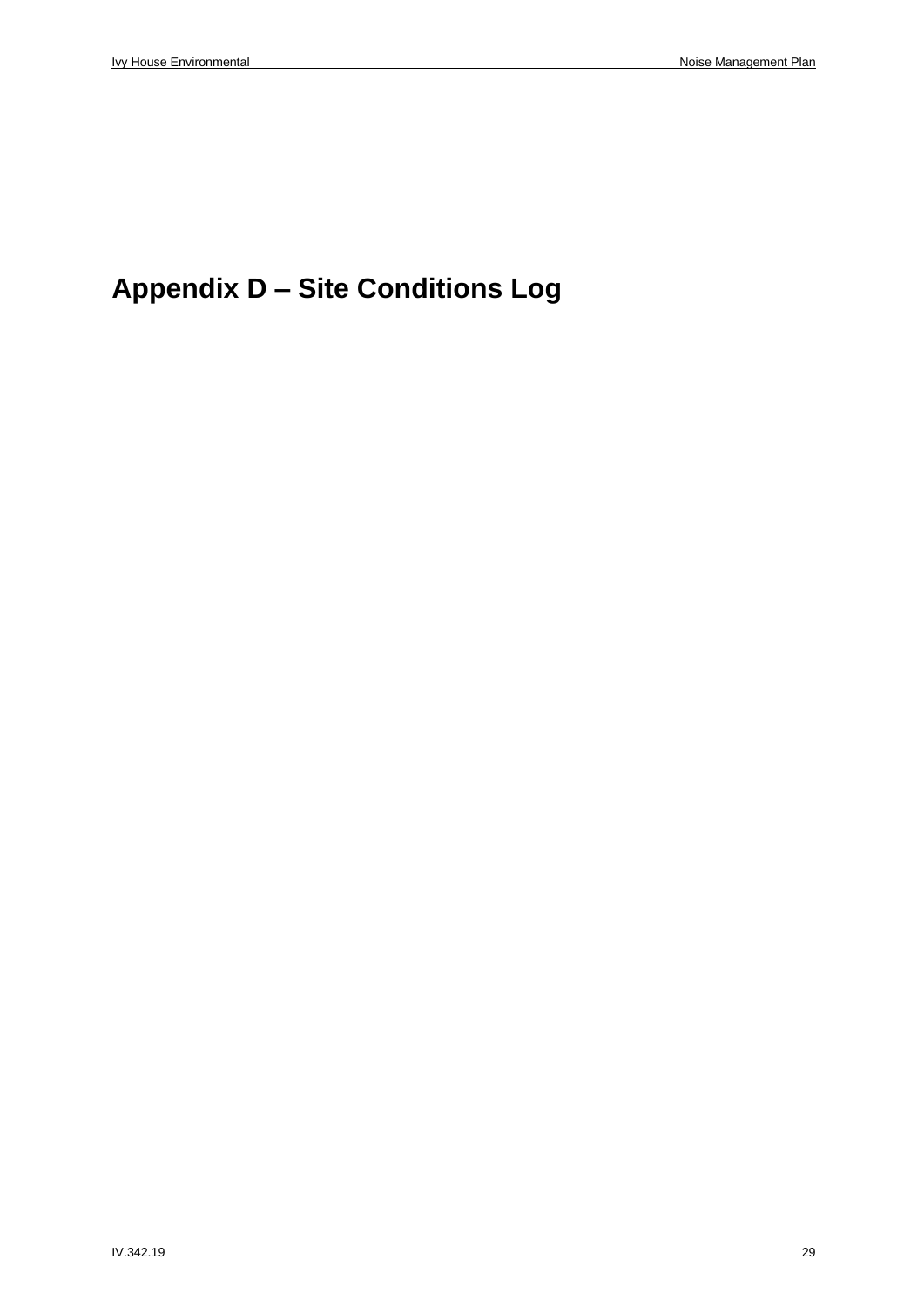# Appendix D – Site Conditions Log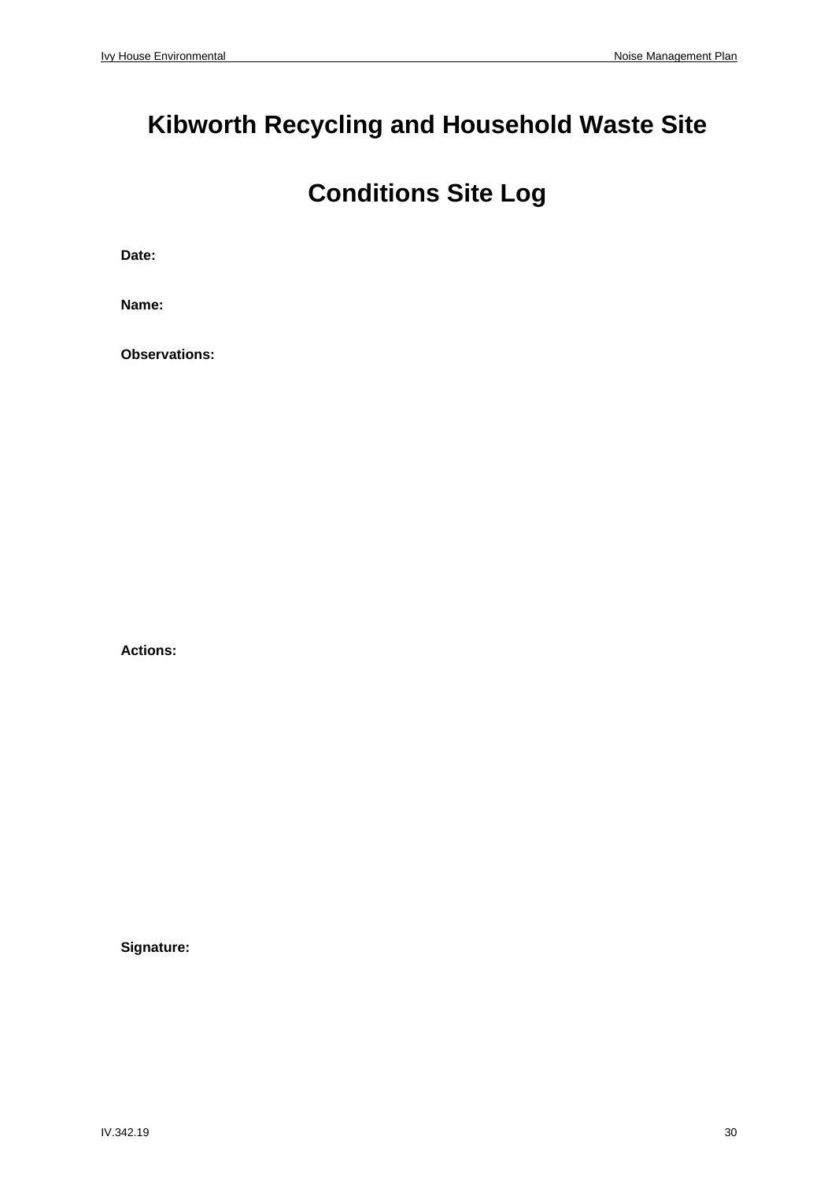# Kibworth Recycling and Household Waste Site

# Conditions Site Log

**Date:**

**Name:**

**Observations:**

**Actions:**

**Signature:**